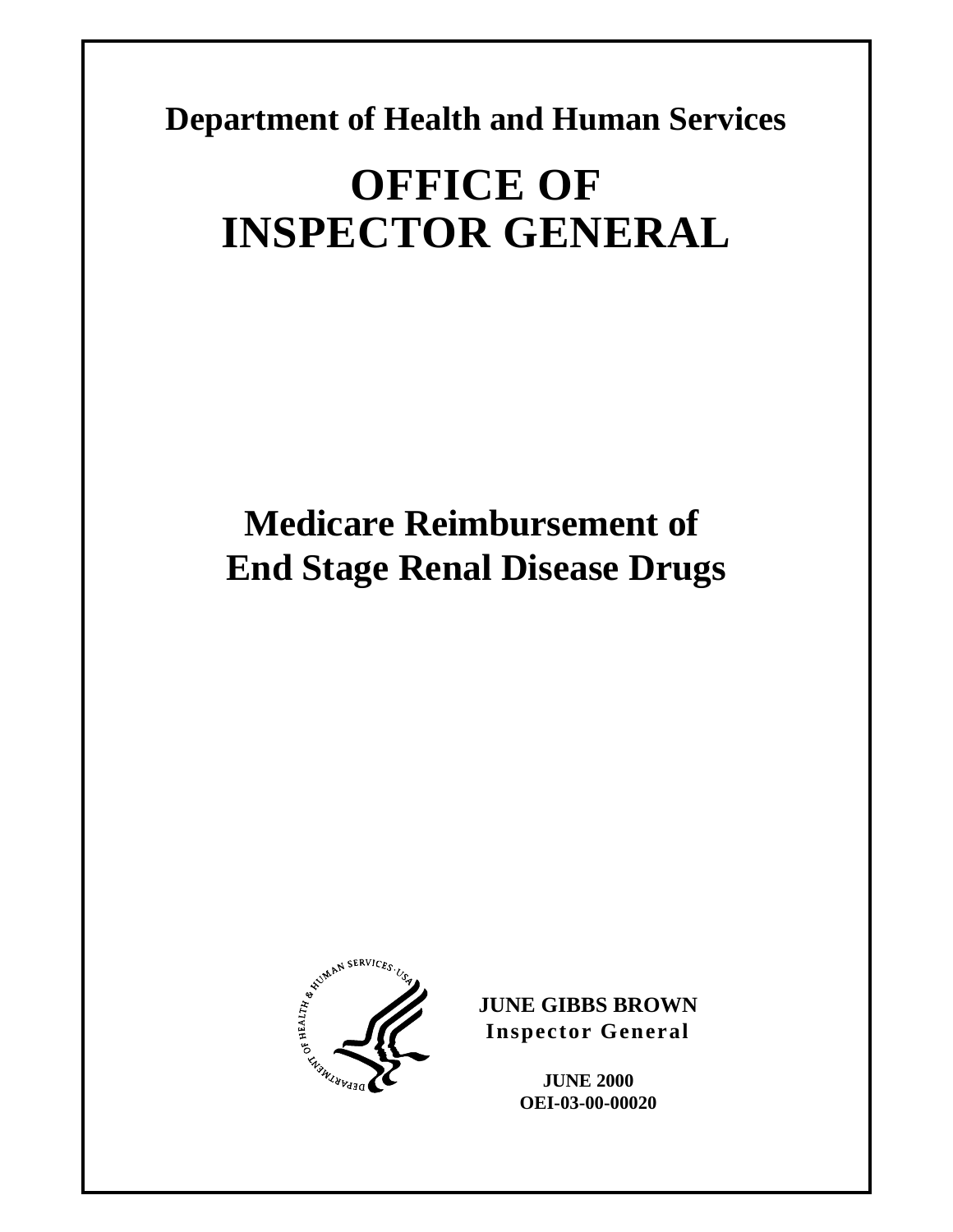**Department of Health and Human Services**

# OFFICE OF INSPECTOR GENERAL

# Medicare Reimbursement of End Stage Renal Disease Drugs

**JUNE GIBBS BROWN**
**Inspector General**

**JUNE 2000**
**OEI-03-00-00020**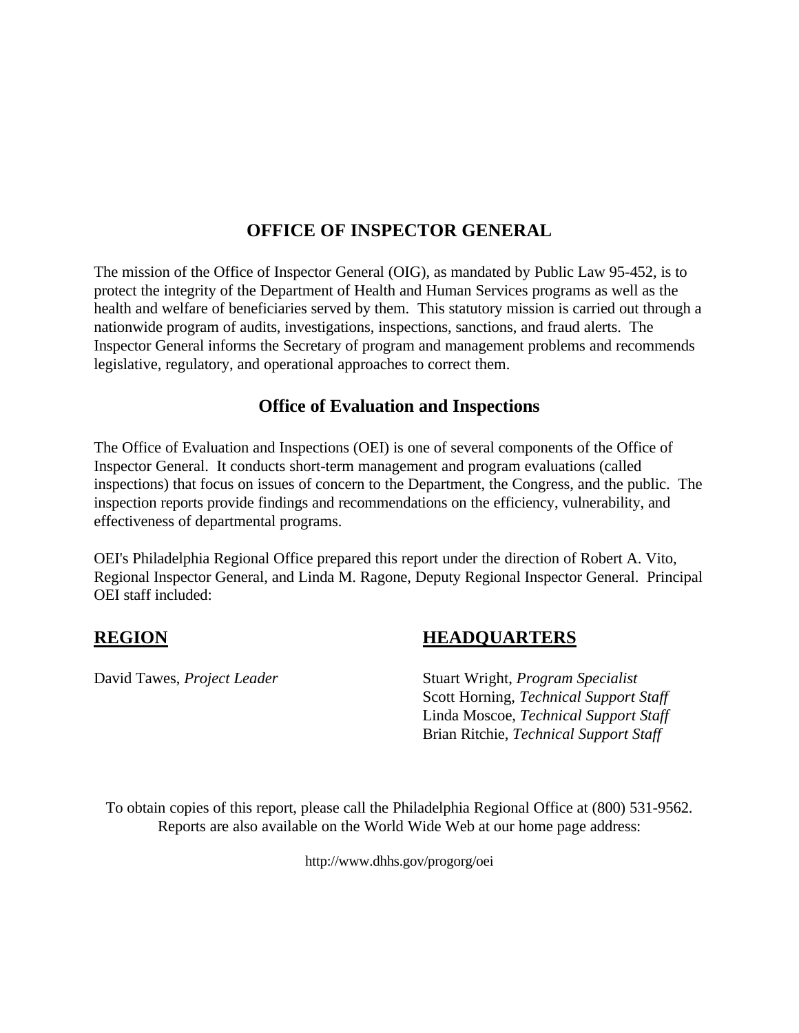# OFFICE OF INSPECTOR GENERAL

The mission of the Office of Inspector General (OIG), as mandated by Public Law 95-452, is to protect the integrity of the Department of Health and Human Services programs as well as the health and welfare of beneficiaries served by them. This statutory mission is carried out through a nationwide program of audits, investigations, inspections, sanctions, and fraud alerts. The Inspector General informs the Secretary of program and management problems and recommends legislative, regulatory, and operational approaches to correct them.

## Office of Evaluation and Inspections

The Office of Evaluation and Inspections (OEI) is one of several components of the Office of Inspector General. It conducts short-term management and program evaluations (called inspections) that focus on issues of concern to the Department, the Congress, and the public. The inspection reports provide findings and recommendations on the efficiency, vulnerability, and effectiveness of departmental programs.

OEI's Philadelphia Regional Office prepared this report under the direction of Robert A. Vito, Regional Inspector General, and Linda M. Ragone, Deputy Regional Inspector General. Principal OEI staff included:

**REGION**

David Tawes, *Project Leader*

**HEADQUARTERS**

Stuart Wright, *Program Specialist*
Scott Horning, *Technical Support Staff*
Linda Moscoe, *Technical Support Staff*
Brian Ritchie, *Technical Support Staff*

To obtain copies of this report, please call the Philadelphia Regional Office at (800) 531-9562. Reports are also available on the World Wide Web at our home page address:

http://www.dhhs.gov/progorg/oei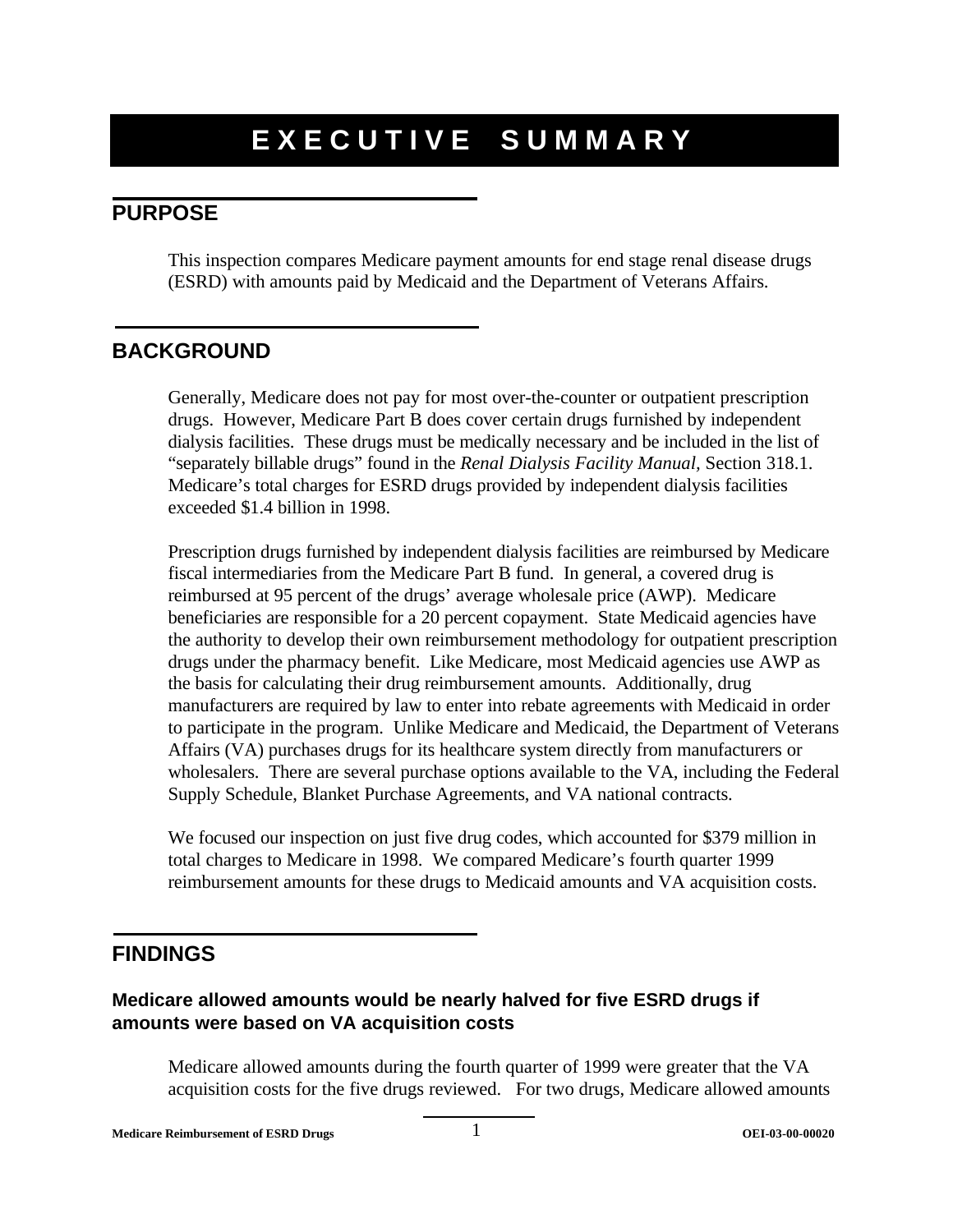# EXECUTIVE SUMMARY

## PURPOSE

This inspection compares Medicare payment amounts for end stage renal disease drugs (ESRD) with amounts paid by Medicaid and the Department of Veterans Affairs.

## BACKGROUND

Generally, Medicare does not pay for most over-the-counter or outpatient prescription drugs. However, Medicare Part B does cover certain drugs furnished by independent dialysis facilities. These drugs must be medically necessary and be included in the list of "separately billable drugs" found in the *Renal Dialysis Facility Manual,* Section 318.1. Medicare's total charges for ESRD drugs provided by independent dialysis facilities exceeded $1.4 billion in 1998.

Prescription drugs furnished by independent dialysis facilities are reimbursed by Medicare fiscal intermediaries from the Medicare Part B fund. In general, a covered drug is reimbursed at 95 percent of the drugs' average wholesale price (AWP). Medicare beneficiaries are responsible for a 20 percent copayment. State Medicaid agencies have the authority to develop their own reimbursement methodology for outpatient prescription drugs under the pharmacy benefit. Like Medicare, most Medicaid agencies use AWP as the basis for calculating their drug reimbursement amounts. Additionally, drug manufacturers are required by law to enter into rebate agreements with Medicaid in order to participate in the program. Unlike Medicare and Medicaid, the Department of Veterans Affairs (VA) purchases drugs for its healthcare system directly from manufacturers or wholesalers. There are several purchase options available to the VA, including the Federal Supply Schedule, Blanket Purchase Agreements, and VA national contracts.

We focused our inspection on just five drug codes, which accounted for $379 million in total charges to Medicare in 1998. We compared Medicare's fourth quarter 1999 reimbursement amounts for these drugs to Medicaid amounts and VA acquisition costs.

## FINDINGS

### Medicare allowed amounts would be nearly halved for five ESRD drugs if amounts were based on VA acquisition costs

Medicare allowed amounts during the fourth quarter of 1999 were greater that the VA acquisition costs for the five drugs reviewed. For two drugs, Medicare allowed amounts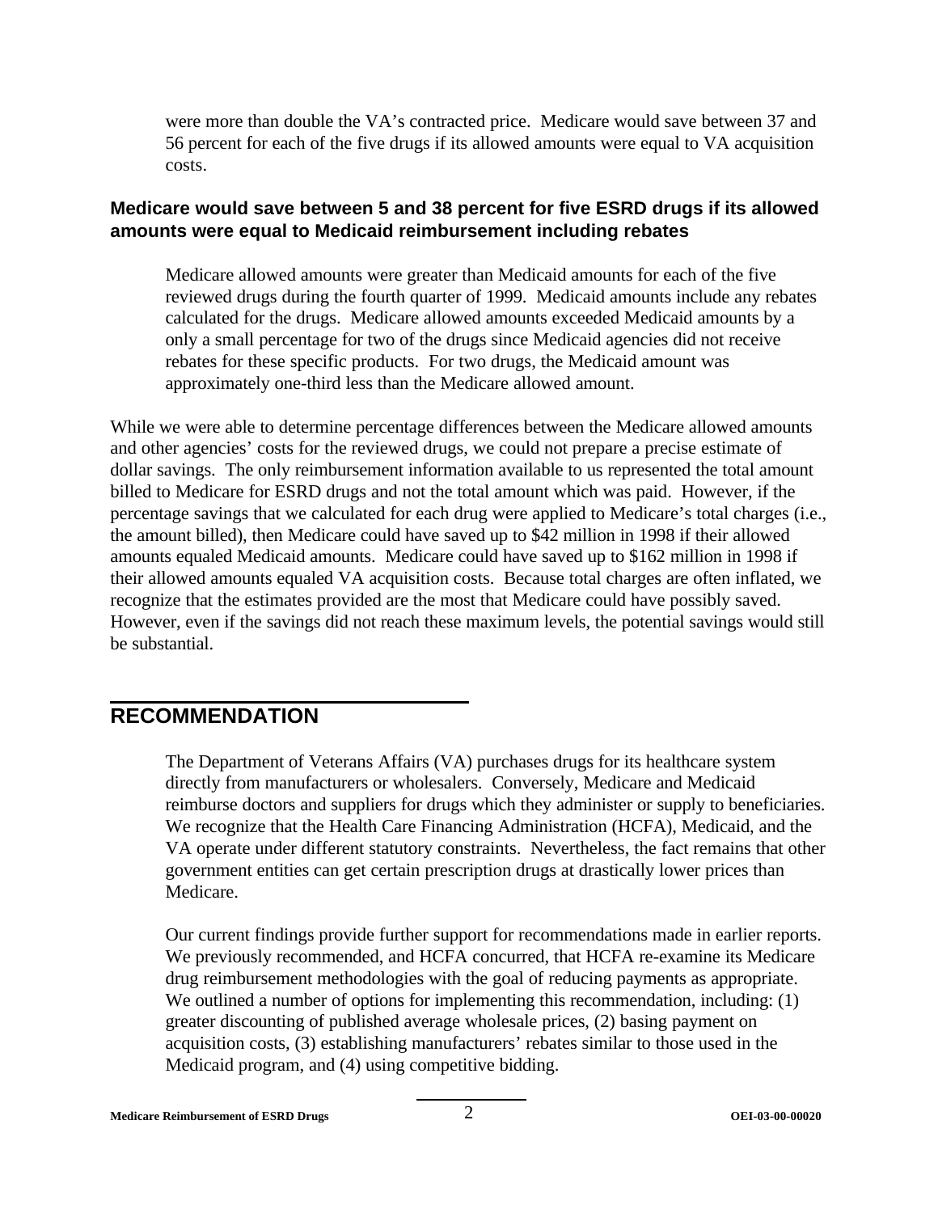were more than double the VA's contracted price. Medicare would save between 37 and 56 percent for each of the five drugs if its allowed amounts were equal to VA acquisition costs.

### Medicare would save between 5 and 38 percent for five ESRD drugs if its allowed amounts were equal to Medicaid reimbursement including rebates

Medicare allowed amounts were greater than Medicaid amounts for each of the five reviewed drugs during the fourth quarter of 1999. Medicaid amounts include any rebates calculated for the drugs. Medicare allowed amounts exceeded Medicaid amounts by a only a small percentage for two of the drugs since Medicaid agencies did not receive rebates for these specific products. For two drugs, the Medicaid amount was approximately one-third less than the Medicare allowed amount.

While we were able to determine percentage differences between the Medicare allowed amounts and other agencies' costs for the reviewed drugs, we could not prepare a precise estimate of dollar savings. The only reimbursement information available to us represented the total amount billed to Medicare for ESRD drugs and not the total amount which was paid. However, if the percentage savings that we calculated for each drug were applied to Medicare's total charges (i.e., the amount billed), then Medicare could have saved up to $42 million in 1998 if their allowed amounts equaled Medicaid amounts. Medicare could have saved up to $162 million in 1998 if their allowed amounts equaled VA acquisition costs. Because total charges are often inflated, we recognize that the estimates provided are the most that Medicare could have possibly saved. However, even if the savings did not reach these maximum levels, the potential savings would still be substantial.

## RECOMMENDATION

The Department of Veterans Affairs (VA) purchases drugs for its healthcare system directly from manufacturers or wholesalers. Conversely, Medicare and Medicaid reimburse doctors and suppliers for drugs which they administer or supply to beneficiaries. We recognize that the Health Care Financing Administration (HCFA), Medicaid, and the VA operate under different statutory constraints. Nevertheless, the fact remains that other government entities can get certain prescription drugs at drastically lower prices than Medicare.

Our current findings provide further support for recommendations made in earlier reports. We previously recommended, and HCFA concurred, that HCFA re-examine its Medicare drug reimbursement methodologies with the goal of reducing payments as appropriate. We outlined a number of options for implementing this recommendation, including: (1) greater discounting of published average wholesale prices, (2) basing payment on acquisition costs, (3) establishing manufacturers' rebates similar to those used in the Medicaid program, and (4) using competitive bidding.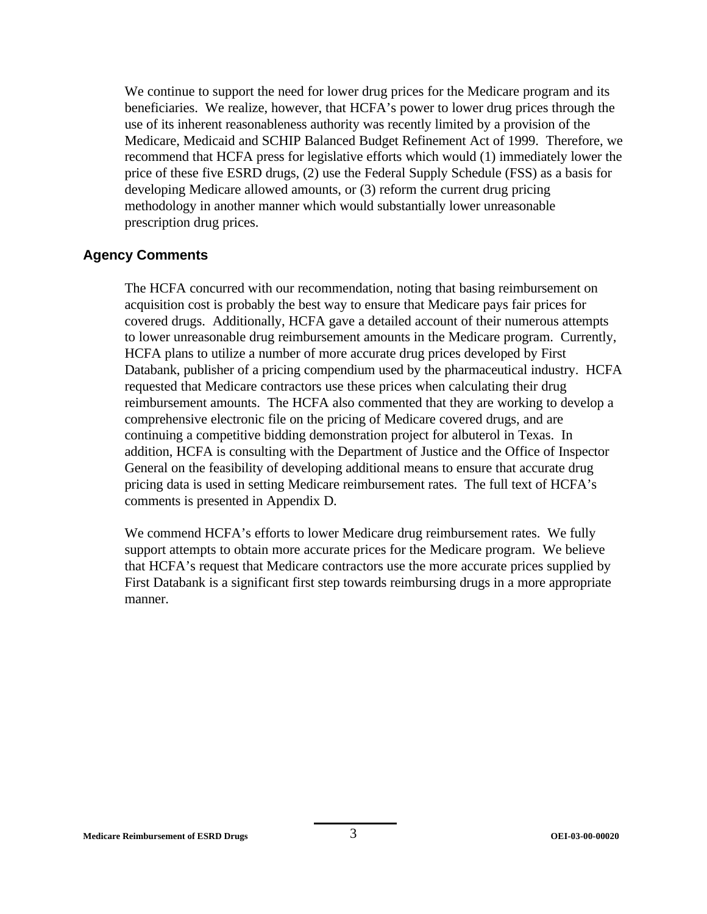We continue to support the need for lower drug prices for the Medicare program and its beneficiaries. We realize, however, that HCFA's power to lower drug prices through the use of its inherent reasonableness authority was recently limited by a provision of the Medicare, Medicaid and SCHIP Balanced Budget Refinement Act of 1999. Therefore, we recommend that HCFA press for legislative efforts which would (1) immediately lower the price of these five ESRD drugs, (2) use the Federal Supply Schedule (FSS) as a basis for developing Medicare allowed amounts, or (3) reform the current drug pricing methodology in another manner which would substantially lower unreasonable prescription drug prices.

## Agency Comments

The HCFA concurred with our recommendation, noting that basing reimbursement on acquisition cost is probably the best way to ensure that Medicare pays fair prices for covered drugs. Additionally, HCFA gave a detailed account of their numerous attempts to lower unreasonable drug reimbursement amounts in the Medicare program. Currently, HCFA plans to utilize a number of more accurate drug prices developed by First Databank, publisher of a pricing compendium used by the pharmaceutical industry. HCFA requested that Medicare contractors use these prices when calculating their drug reimbursement amounts. The HCFA also commented that they are working to develop a comprehensive electronic file on the pricing of Medicare covered drugs, and are continuing a competitive bidding demonstration project for albuterol in Texas. In addition, HCFA is consulting with the Department of Justice and the Office of Inspector General on the feasibility of developing additional means to ensure that accurate drug pricing data is used in setting Medicare reimbursement rates. The full text of HCFA's comments is presented in Appendix D.

We commend HCFA's efforts to lower Medicare drug reimbursement rates. We fully support attempts to obtain more accurate prices for the Medicare program. We believe that HCFA's request that Medicare contractors use the more accurate prices supplied by First Databank is a significant first step towards reimbursing drugs in a more appropriate manner.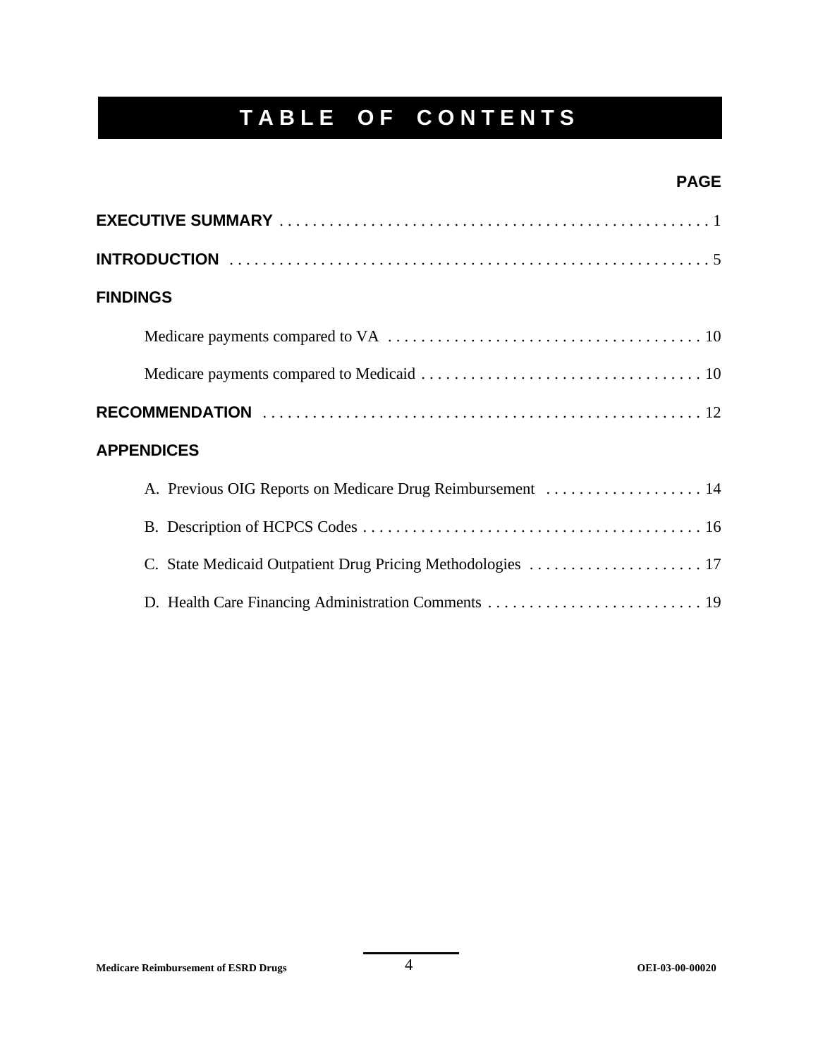# TABLE OF CONTENTS

**PAGE**

**EXECUTIVE SUMMARY** . . . . . . . . . . . . . . . . . . . . . . . . . . . . . . . . . . . . . . . . . . . . . . . . . . . 1

**INTRODUCTION** . . . . . . . . . . . . . . . . . . . . . . . . . . . . . . . . . . . . . . . . . . . . . . . . . . . . . . . . 5

**FINDINGS**

- Medicare payments compared to VA . . . . . . . . . . . . . . . . . . . . . . . . . . . . . . . . . . . . . . 10
- Medicare payments compared to Medicaid . . . . . . . . . . . . . . . . . . . . . . . . . . . . . . . . . . 10

**RECOMMENDATION** . . . . . . . . . . . . . . . . . . . . . . . . . . . . . . . . . . . . . . . . . . . . . . . . . . . . 12

**APPENDICES**

- A. Previous OIG Reports on Medicare Drug Reimbursement . . . . . . . . . . . . . . . . . . . 14
- B. Description of HCPCS Codes . . . . . . . . . . . . . . . . . . . . . . . . . . . . . . . . . . . . . . . . . . 16
- C. State Medicaid Outpatient Drug Pricing Methodologies . . . . . . . . . . . . . . . . . . . . . 17
- D. Health Care Financing Administration Comments . . . . . . . . . . . . . . . . . . . . . . . . . . 19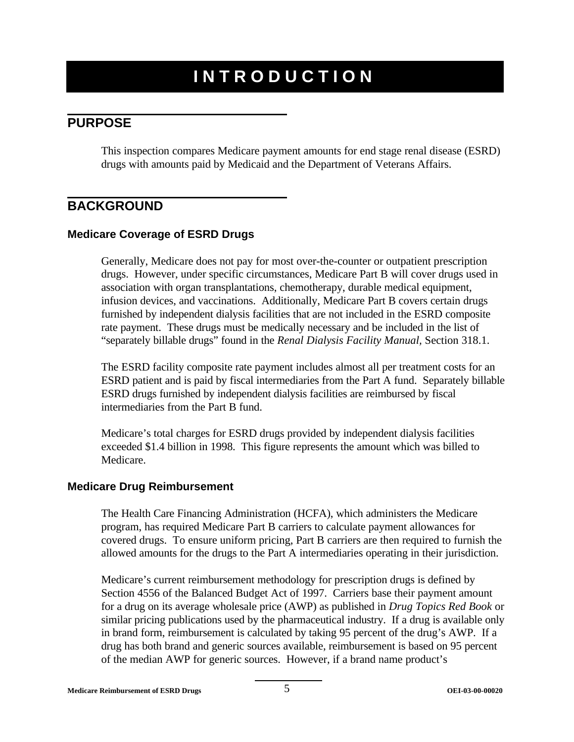# INTRODUCTION

## PURPOSE

This inspection compares Medicare payment amounts for end stage renal disease (ESRD) drugs with amounts paid by Medicaid and the Department of Veterans Affairs.

## BACKGROUND

### Medicare Coverage of ESRD Drugs

Generally, Medicare does not pay for most over-the-counter or outpatient prescription drugs. However, under specific circumstances, Medicare Part B will cover drugs used in association with organ transplantations, chemotherapy, durable medical equipment, infusion devices, and vaccinations. Additionally, Medicare Part B covers certain drugs furnished by independent dialysis facilities that are not included in the ESRD composite rate payment. These drugs must be medically necessary and be included in the list of "separately billable drugs" found in the *Renal Dialysis Facility Manual,* Section 318.1.

The ESRD facility composite rate payment includes almost all per treatment costs for an ESRD patient and is paid by fiscal intermediaries from the Part A fund. Separately billable ESRD drugs furnished by independent dialysis facilities are reimbursed by fiscal intermediaries from the Part B fund.

Medicare's total charges for ESRD drugs provided by independent dialysis facilities exceeded $1.4 billion in 1998. This figure represents the amount which was billed to Medicare.

### Medicare Drug Reimbursement

The Health Care Financing Administration (HCFA), which administers the Medicare program, has required Medicare Part B carriers to calculate payment allowances for covered drugs. To ensure uniform pricing, Part B carriers are then required to furnish the allowed amounts for the drugs to the Part A intermediaries operating in their jurisdiction.

Medicare's current reimbursement methodology for prescription drugs is defined by Section 4556 of the Balanced Budget Act of 1997. Carriers base their payment amount for a drug on its average wholesale price (AWP) as published in *Drug Topics Red Book* or similar pricing publications used by the pharmaceutical industry. If a drug is available only in brand form, reimbursement is calculated by taking 95 percent of the drug's AWP. If a drug has both brand and generic sources available, reimbursement is based on 95 percent of the median AWP for generic sources. However, if a brand name product's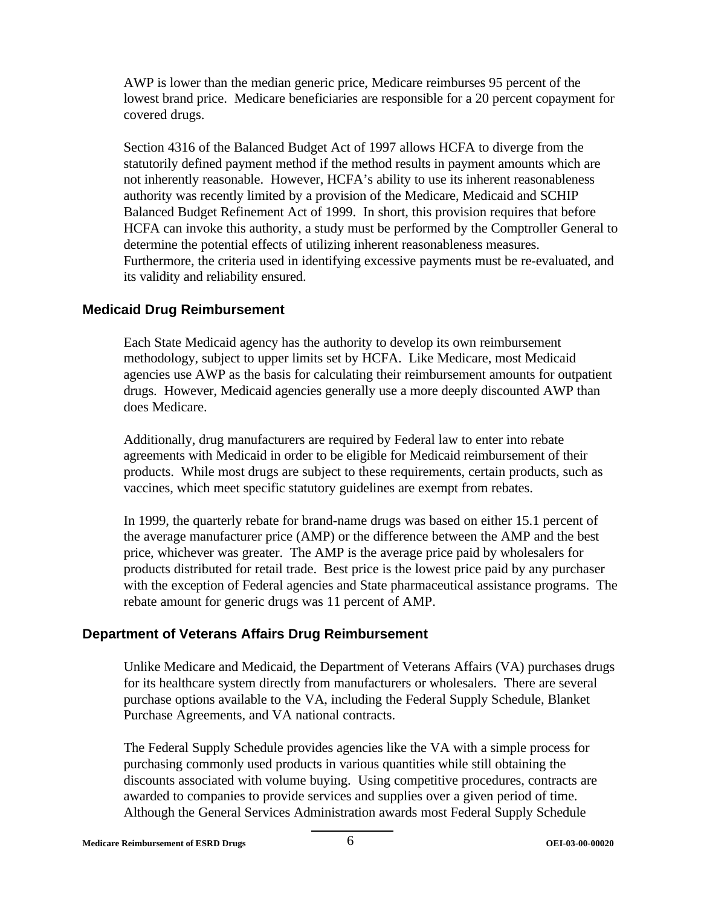AWP is lower than the median generic price, Medicare reimburses 95 percent of the lowest brand price. Medicare beneficiaries are responsible for a 20 percent copayment for covered drugs.

Section 4316 of the Balanced Budget Act of 1997 allows HCFA to diverge from the statutorily defined payment method if the method results in payment amounts which are not inherently reasonable. However, HCFA's ability to use its inherent reasonableness authority was recently limited by a provision of the Medicare, Medicaid and SCHIP Balanced Budget Refinement Act of 1999. In short, this provision requires that before HCFA can invoke this authority, a study must be performed by the Comptroller General to determine the potential effects of utilizing inherent reasonableness measures. Furthermore, the criteria used in identifying excessive payments must be re-evaluated, and its validity and reliability ensured.

### Medicaid Drug Reimbursement

Each State Medicaid agency has the authority to develop its own reimbursement methodology, subject to upper limits set by HCFA. Like Medicare, most Medicaid agencies use AWP as the basis for calculating their reimbursement amounts for outpatient drugs. However, Medicaid agencies generally use a more deeply discounted AWP than does Medicare.

Additionally, drug manufacturers are required by Federal law to enter into rebate agreements with Medicaid in order to be eligible for Medicaid reimbursement of their products. While most drugs are subject to these requirements, certain products, such as vaccines, which meet specific statutory guidelines are exempt from rebates.

In 1999, the quarterly rebate for brand-name drugs was based on either 15.1 percent of the average manufacturer price (AMP) or the difference between the AMP and the best price, whichever was greater. The AMP is the average price paid by wholesalers for products distributed for retail trade. Best price is the lowest price paid by any purchaser with the exception of Federal agencies and State pharmaceutical assistance programs. The rebate amount for generic drugs was 11 percent of AMP.

### Department of Veterans Affairs Drug Reimbursement

Unlike Medicare and Medicaid, the Department of Veterans Affairs (VA) purchases drugs for its healthcare system directly from manufacturers or wholesalers. There are several purchase options available to the VA, including the Federal Supply Schedule, Blanket Purchase Agreements, and VA national contracts.

The Federal Supply Schedule provides agencies like the VA with a simple process for purchasing commonly used products in various quantities while still obtaining the discounts associated with volume buying. Using competitive procedures, contracts are awarded to companies to provide services and supplies over a given period of time. Although the General Services Administration awards most Federal Supply Schedule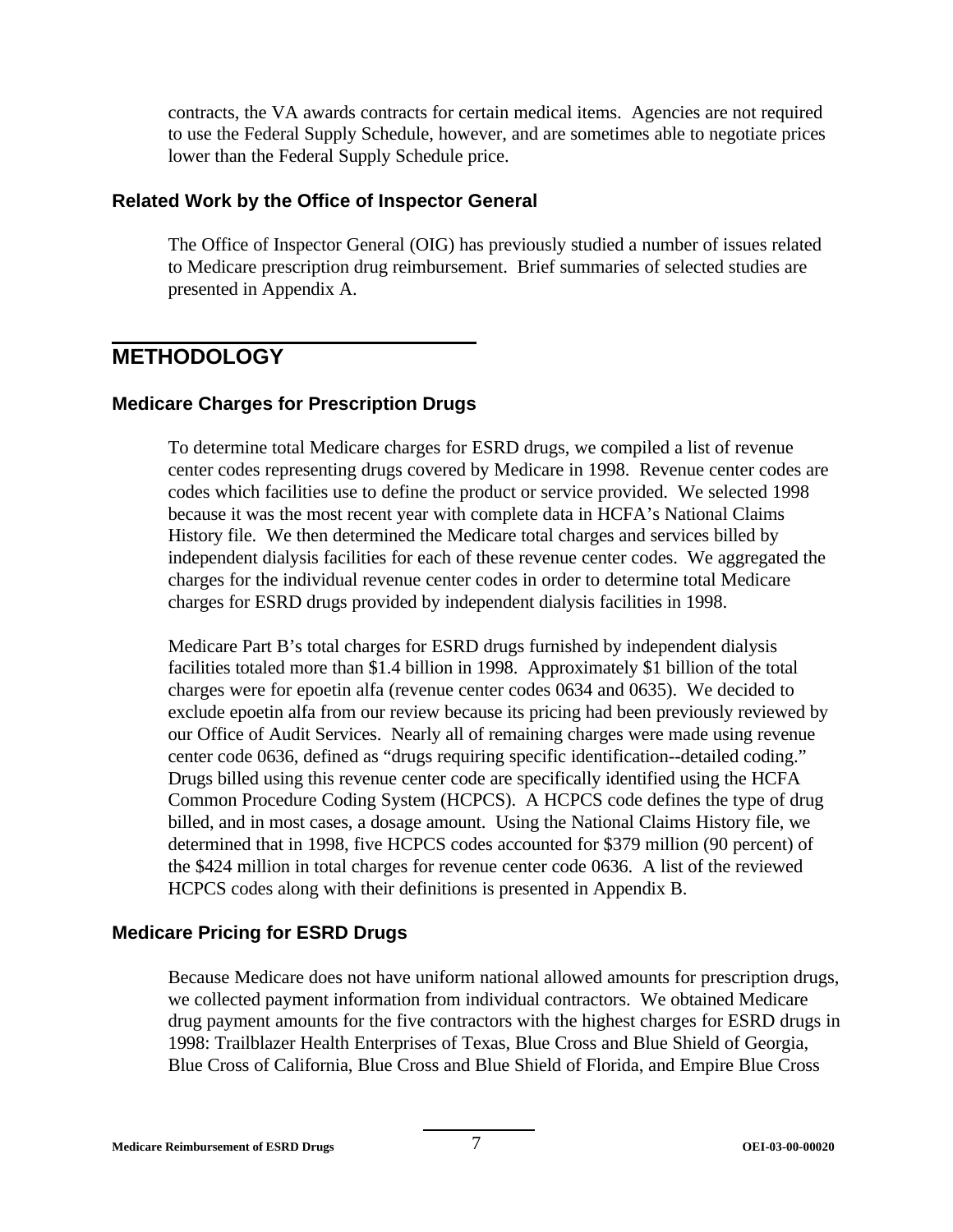contracts, the VA awards contracts for certain medical items. Agencies are not required to use the Federal Supply Schedule, however, and are sometimes able to negotiate prices lower than the Federal Supply Schedule price.

### Related Work by the Office of Inspector General

The Office of Inspector General (OIG) has previously studied a number of issues related to Medicare prescription drug reimbursement. Brief summaries of selected studies are presented in Appendix A.

## METHODOLOGY

### Medicare Charges for Prescription Drugs

To determine total Medicare charges for ESRD drugs, we compiled a list of revenue center codes representing drugs covered by Medicare in 1998. Revenue center codes are codes which facilities use to define the product or service provided. We selected 1998 because it was the most recent year with complete data in HCFA's National Claims History file. We then determined the Medicare total charges and services billed by independent dialysis facilities for each of these revenue center codes. We aggregated the charges for the individual revenue center codes in order to determine total Medicare charges for ESRD drugs provided by independent dialysis facilities in 1998.

Medicare Part B's total charges for ESRD drugs furnished by independent dialysis facilities totaled more than $1.4 billion in 1998. Approximately $1 billion of the total charges were for epoetin alfa (revenue center codes 0634 and 0635). We decided to exclude epoetin alfa from our review because its pricing had been previously reviewed by our Office of Audit Services. Nearly all of remaining charges were made using revenue center code 0636, defined as "drugs requiring specific identification--detailed coding." Drugs billed using this revenue center code are specifically identified using the HCFA Common Procedure Coding System (HCPCS). A HCPCS code defines the type of drug billed, and in most cases, a dosage amount. Using the National Claims History file, we determined that in 1998, five HCPCS codes accounted for $379 million (90 percent) of the $424 million in total charges for revenue center code 0636. A list of the reviewed HCPCS codes along with their definitions is presented in Appendix B.

### Medicare Pricing for ESRD Drugs

Because Medicare does not have uniform national allowed amounts for prescription drugs, we collected payment information from individual contractors. We obtained Medicare drug payment amounts for the five contractors with the highest charges for ESRD drugs in 1998: Trailblazer Health Enterprises of Texas, Blue Cross and Blue Shield of Georgia, Blue Cross of California, Blue Cross and Blue Shield of Florida, and Empire Blue Cross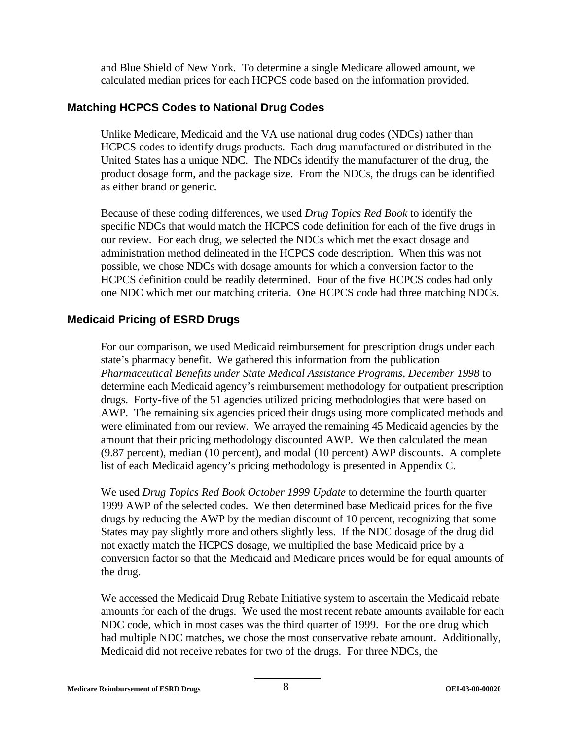and Blue Shield of New York. To determine a single Medicare allowed amount, we calculated median prices for each HCPCS code based on the information provided.

### Matching HCPCS Codes to National Drug Codes

Unlike Medicare, Medicaid and the VA use national drug codes (NDCs) rather than HCPCS codes to identify drugs products. Each drug manufactured or distributed in the United States has a unique NDC. The NDCs identify the manufacturer of the drug, the product dosage form, and the package size. From the NDCs, the drugs can be identified as either brand or generic.

Because of these coding differences, we used *Drug Topics Red Book* to identify the specific NDCs that would match the HCPCS code definition for each of the five drugs in our review. For each drug, we selected the NDCs which met the exact dosage and administration method delineated in the HCPCS code description. When this was not possible, we chose NDCs with dosage amounts for which a conversion factor to the HCPCS definition could be readily determined. Four of the five HCPCS codes had only one NDC which met our matching criteria. One HCPCS code had three matching NDCs.

### Medicaid Pricing of ESRD Drugs

For our comparison, we used Medicaid reimbursement for prescription drugs under each state's pharmacy benefit. We gathered this information from the publication *Pharmaceutical Benefits under State Medical Assistance Programs, December 1998* to determine each Medicaid agency's reimbursement methodology for outpatient prescription drugs. Forty-five of the 51 agencies utilized pricing methodologies that were based on AWP. The remaining six agencies priced their drugs using more complicated methods and were eliminated from our review. We arrayed the remaining 45 Medicaid agencies by the amount that their pricing methodology discounted AWP. We then calculated the mean (9.87 percent), median (10 percent), and modal (10 percent) AWP discounts. A complete list of each Medicaid agency's pricing methodology is presented in Appendix C.

We used *Drug Topics Red Book October 1999 Update* to determine the fourth quarter 1999 AWP of the selected codes. We then determined base Medicaid prices for the five drugs by reducing the AWP by the median discount of 10 percent, recognizing that some States may pay slightly more and others slightly less. If the NDC dosage of the drug did not exactly match the HCPCS dosage, we multiplied the base Medicaid price by a conversion factor so that the Medicaid and Medicare prices would be for equal amounts of the drug.

We accessed the Medicaid Drug Rebate Initiative system to ascertain the Medicaid rebate amounts for each of the drugs. We used the most recent rebate amounts available for each NDC code, which in most cases was the third quarter of 1999. For the one drug which had multiple NDC matches, we chose the most conservative rebate amount. Additionally, Medicaid did not receive rebates for two of the drugs. For three NDCs, the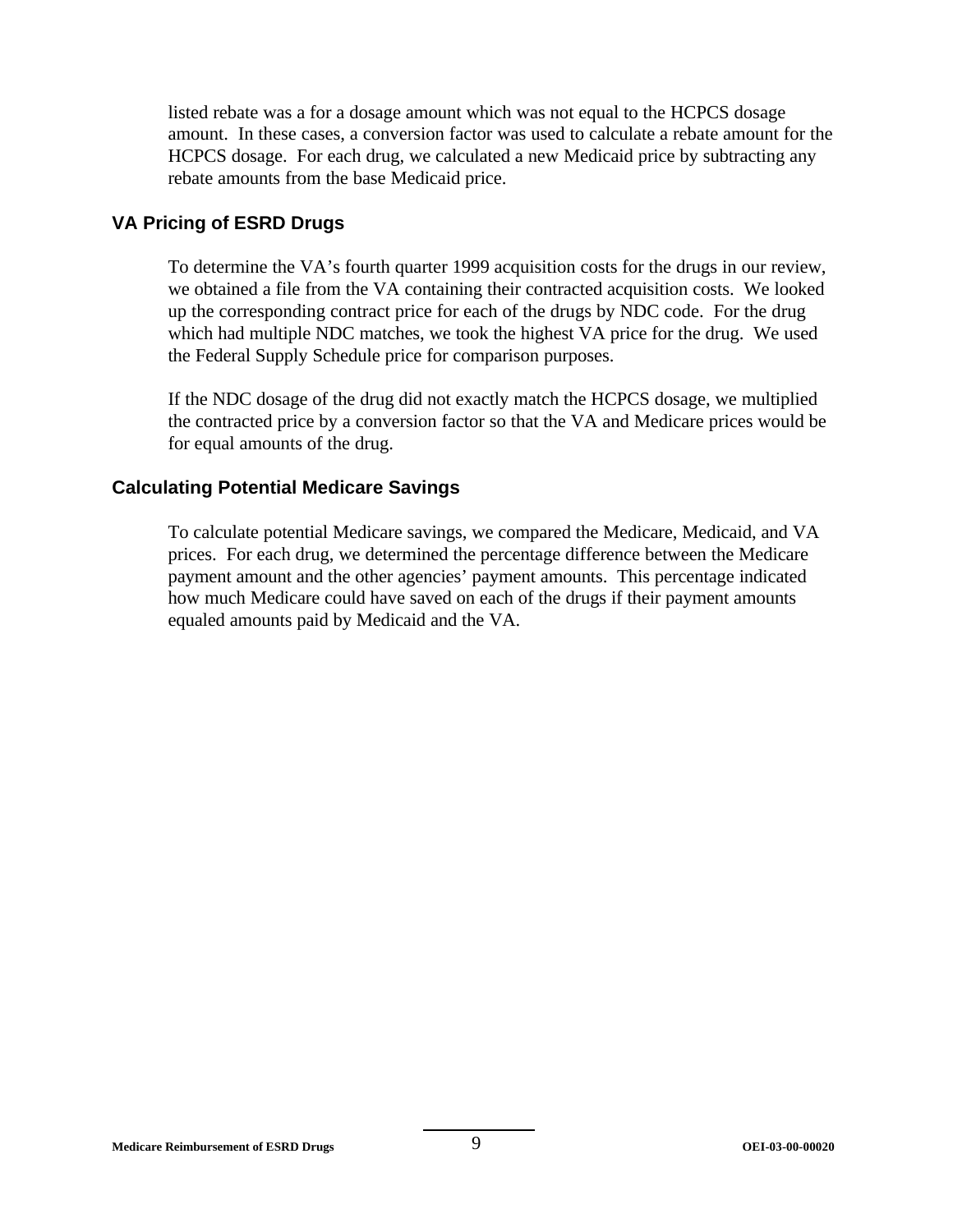listed rebate was a for a dosage amount which was not equal to the HCPCS dosage amount. In these cases, a conversion factor was used to calculate a rebate amount for the HCPCS dosage. For each drug, we calculated a new Medicaid price by subtracting any rebate amounts from the base Medicaid price.

### VA Pricing of ESRD Drugs

To determine the VA's fourth quarter 1999 acquisition costs for the drugs in our review, we obtained a file from the VA containing their contracted acquisition costs. We looked up the corresponding contract price for each of the drugs by NDC code. For the drug which had multiple NDC matches, we took the highest VA price for the drug. We used the Federal Supply Schedule price for comparison purposes.

If the NDC dosage of the drug did not exactly match the HCPCS dosage, we multiplied the contracted price by a conversion factor so that the VA and Medicare prices would be for equal amounts of the drug.

### Calculating Potential Medicare Savings

To calculate potential Medicare savings, we compared the Medicare, Medicaid, and VA prices. For each drug, we determined the percentage difference between the Medicare payment amount and the other agencies' payment amounts. This percentage indicated how much Medicare could have saved on each of the drugs if their payment amounts equaled amounts paid by Medicaid and the VA.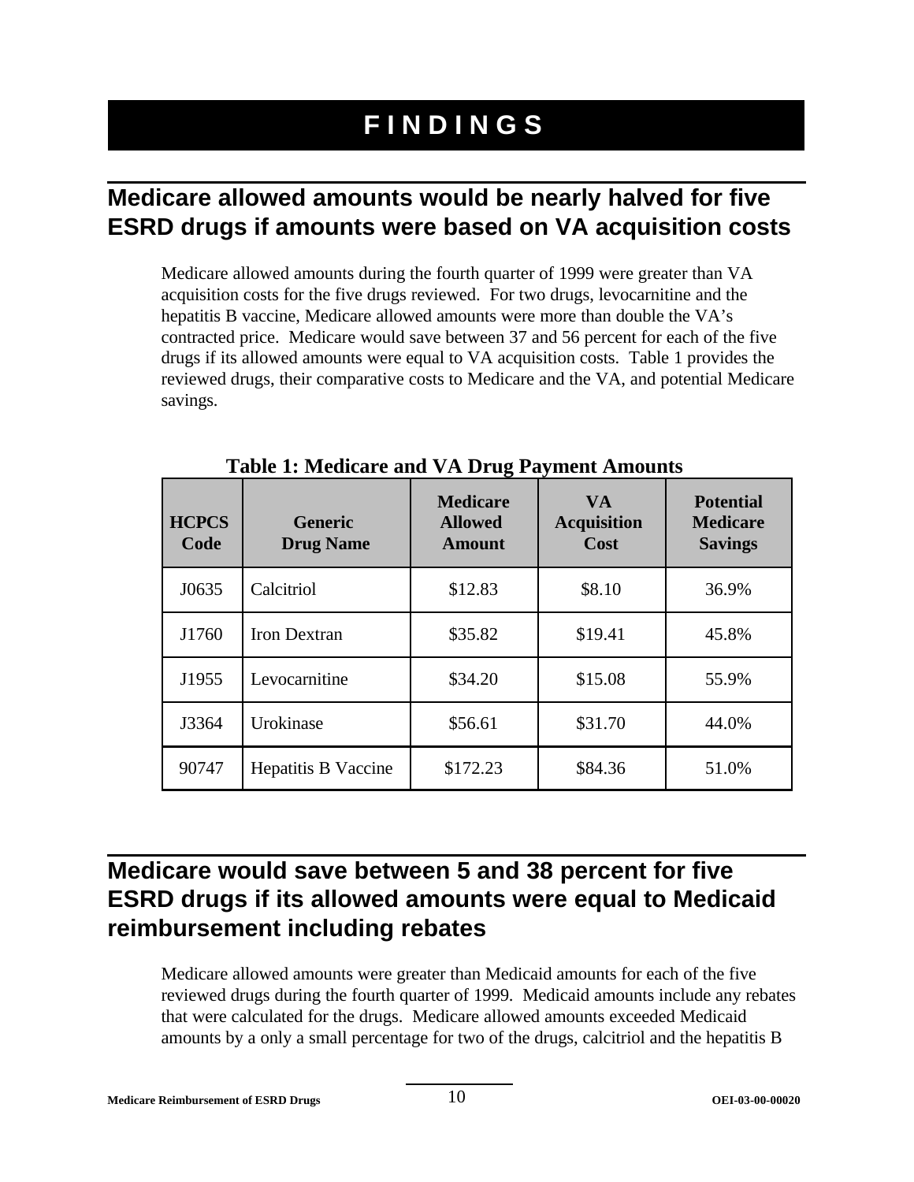# FINDINGS

## Medicare allowed amounts would be nearly halved for five ESRD drugs if amounts were based on VA acquisition costs

Medicare allowed amounts during the fourth quarter of 1999 were greater than VA acquisition costs for the five drugs reviewed. For two drugs, levocarnitine and the hepatitis B vaccine, Medicare allowed amounts were more than double the VA's contracted price. Medicare would save between 37 and 56 percent for each of the five drugs if its allowed amounts were equal to VA acquisition costs. Table 1 provides the reviewed drugs, their comparative costs to Medicare and the VA, and potential Medicare savings.

**Table 1: Medicare and VA Drug Payment Amounts**

| HCPCS Code | Generic Drug Name | Medicare Allowed Amount | VA Acquisition Cost | Potential Medicare Savings |
|---|---|---|---|---|
| J0635 | Calcitriol | $12.83 | $8.10 | 36.9% |
| J1760 | Iron Dextran | $35.82 | $19.41 | 45.8% |
| J1955 | Levocarnitine | $34.20 | $15.08 | 55.9% |
| J3364 | Urokinase | $56.61 | $31.70 | 44.0% |
| 90747 | Hepatitis B Vaccine | $172.23 | $84.36 | 51.0% |

## Medicare would save between 5 and 38 percent for five ESRD drugs if its allowed amounts were equal to Medicaid reimbursement including rebates

Medicare allowed amounts were greater than Medicaid amounts for each of the five reviewed drugs during the fourth quarter of 1999. Medicaid amounts include any rebates that were calculated for the drugs. Medicare allowed amounts exceeded Medicaid amounts by a only a small percentage for two of the drugs, calcitriol and the hepatitis B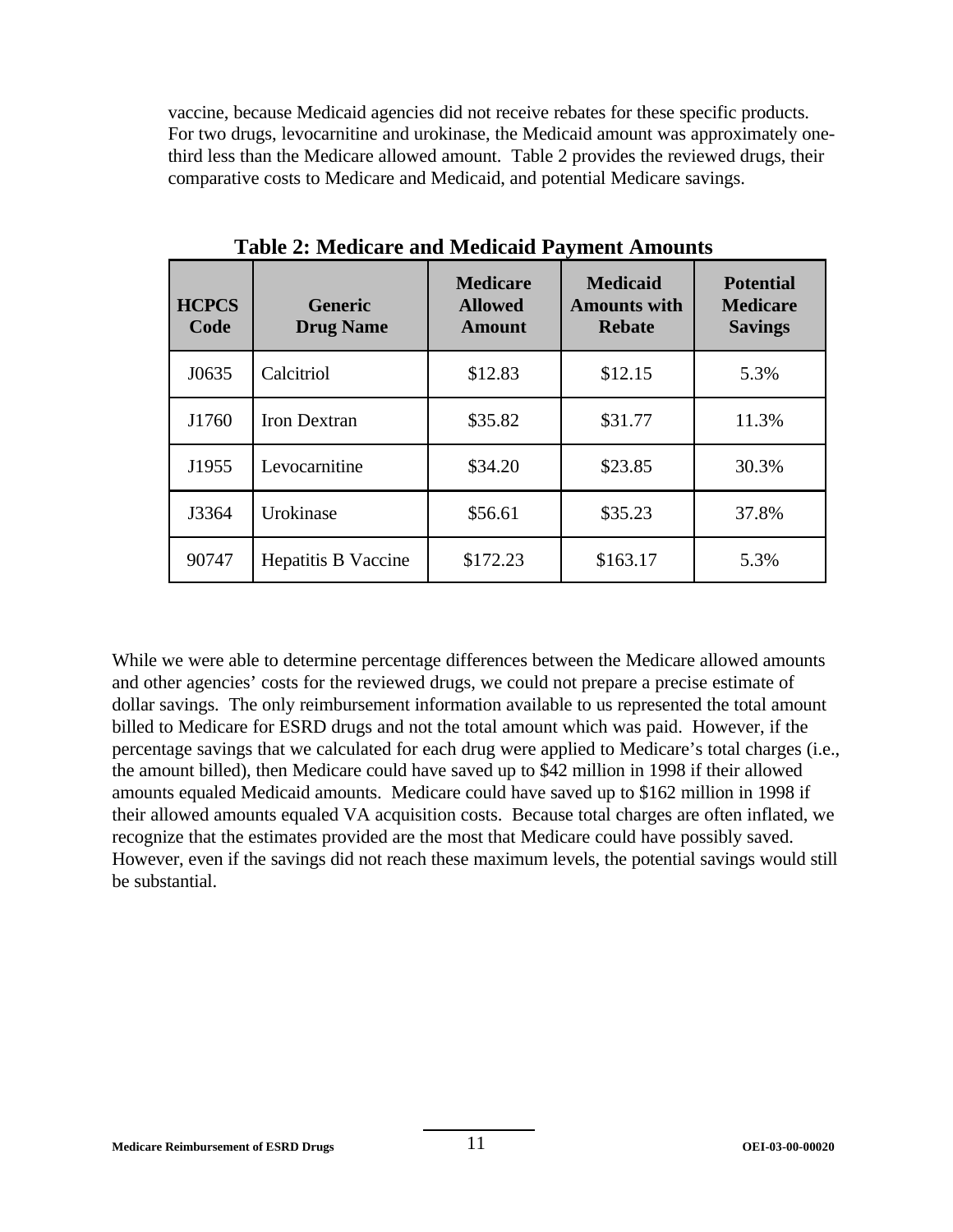vaccine, because Medicaid agencies did not receive rebates for these specific products. For two drugs, levocarnitine and urokinase, the Medicaid amount was approximately one-third less than the Medicare allowed amount. Table 2 provides the reviewed drugs, their comparative costs to Medicare and Medicaid, and potential Medicare savings.

**Table 2: Medicare and Medicaid Payment Amounts**

| HCPCS Code | Generic Drug Name | Medicare Allowed Amount | Medicaid Amounts with Rebate | Potential Medicare Savings |
|---|---|---|---|---|
| J0635 | Calcitriol | $12.83 | $12.15 | 5.3% |
| J1760 | Iron Dextran | $35.82 | $31.77 | 11.3% |
| J1955 | Levocarnitine | $34.20 | $23.85 | 30.3% |
| J3364 | Urokinase | $56.61 | $35.23 | 37.8% |
| 90747 | Hepatitis B Vaccine | $172.23 | $163.17 | 5.3% |

While we were able to determine percentage differences between the Medicare allowed amounts and other agencies' costs for the reviewed drugs, we could not prepare a precise estimate of dollar savings. The only reimbursement information available to us represented the total amount billed to Medicare for ESRD drugs and not the total amount which was paid. However, if the percentage savings that we calculated for each drug were applied to Medicare's total charges (i.e., the amount billed), then Medicare could have saved up to $42 million in 1998 if their allowed amounts equaled Medicaid amounts. Medicare could have saved up to $162 million in 1998 if their allowed amounts equaled VA acquisition costs. Because total charges are often inflated, we recognize that the estimates provided are the most that Medicare could have possibly saved. However, even if the savings did not reach these maximum levels, the potential savings would still be substantial.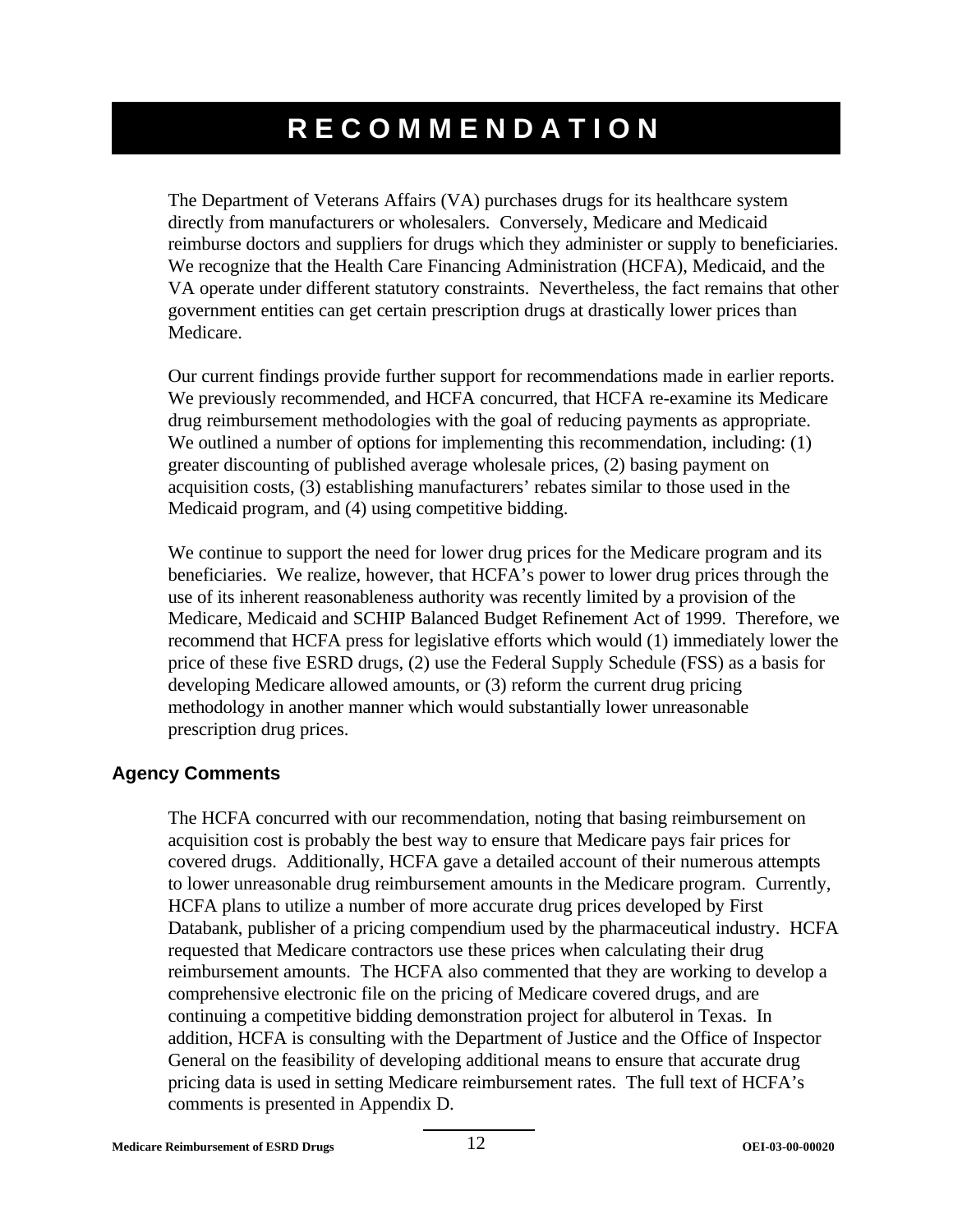# RECOMMENDATION

The Department of Veterans Affairs (VA) purchases drugs for its healthcare system directly from manufacturers or wholesalers. Conversely, Medicare and Medicaid reimburse doctors and suppliers for drugs which they administer or supply to beneficiaries. We recognize that the Health Care Financing Administration (HCFA), Medicaid, and the VA operate under different statutory constraints. Nevertheless, the fact remains that other government entities can get certain prescription drugs at drastically lower prices than Medicare.

Our current findings provide further support for recommendations made in earlier reports. We previously recommended, and HCFA concurred, that HCFA re-examine its Medicare drug reimbursement methodologies with the goal of reducing payments as appropriate. We outlined a number of options for implementing this recommendation, including: (1) greater discounting of published average wholesale prices, (2) basing payment on acquisition costs, (3) establishing manufacturers' rebates similar to those used in the Medicaid program, and (4) using competitive bidding.

We continue to support the need for lower drug prices for the Medicare program and its beneficiaries. We realize, however, that HCFA's power to lower drug prices through the use of its inherent reasonableness authority was recently limited by a provision of the Medicare, Medicaid and SCHIP Balanced Budget Refinement Act of 1999. Therefore, we recommend that HCFA press for legislative efforts which would (1) immediately lower the price of these five ESRD drugs, (2) use the Federal Supply Schedule (FSS) as a basis for developing Medicare allowed amounts, or (3) reform the current drug pricing methodology in another manner which would substantially lower unreasonable prescription drug prices.

## Agency Comments

The HCFA concurred with our recommendation, noting that basing reimbursement on acquisition cost is probably the best way to ensure that Medicare pays fair prices for covered drugs. Additionally, HCFA gave a detailed account of their numerous attempts to lower unreasonable drug reimbursement amounts in the Medicare program. Currently, HCFA plans to utilize a number of more accurate drug prices developed by First Databank, publisher of a pricing compendium used by the pharmaceutical industry. HCFA requested that Medicare contractors use these prices when calculating their drug reimbursement amounts. The HCFA also commented that they are working to develop a comprehensive electronic file on the pricing of Medicare covered drugs, and are continuing a competitive bidding demonstration project for albuterol in Texas. In addition, HCFA is consulting with the Department of Justice and the Office of Inspector General on the feasibility of developing additional means to ensure that accurate drug pricing data is used in setting Medicare reimbursement rates. The full text of HCFA's comments is presented in Appendix D.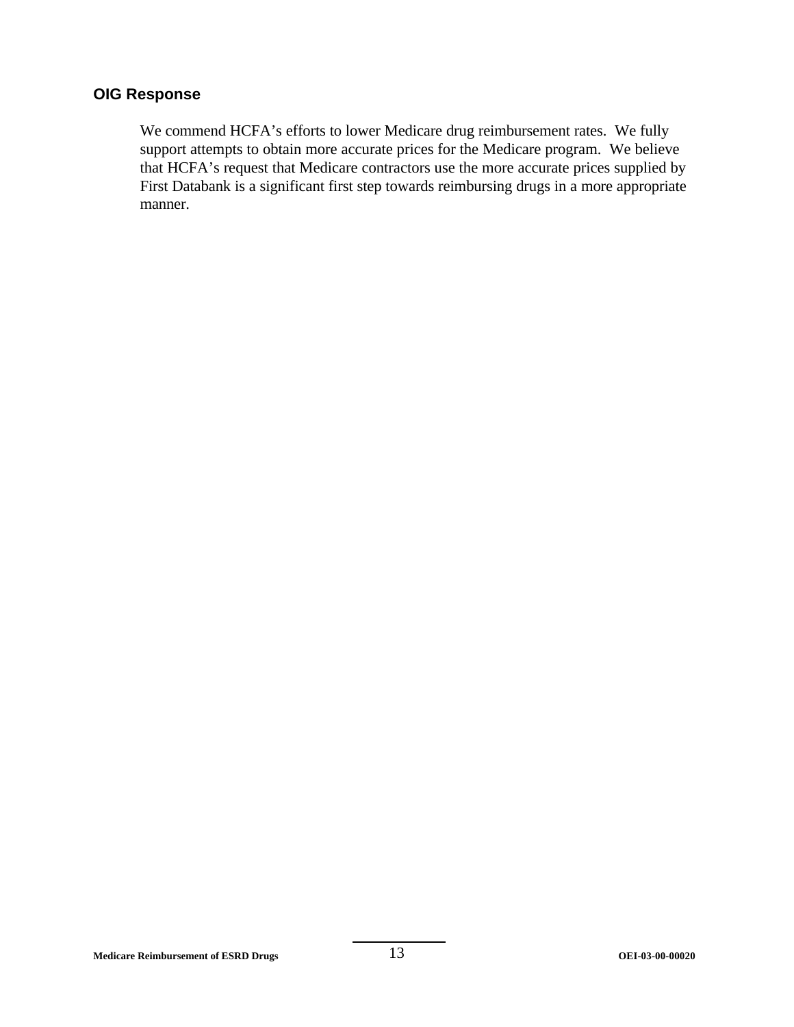### OIG Response

We commend HCFA's efforts to lower Medicare drug reimbursement rates. We fully support attempts to obtain more accurate prices for the Medicare program. We believe that HCFA's request that Medicare contractors use the more accurate prices supplied by First Databank is a significant first step towards reimbursing drugs in a more appropriate manner.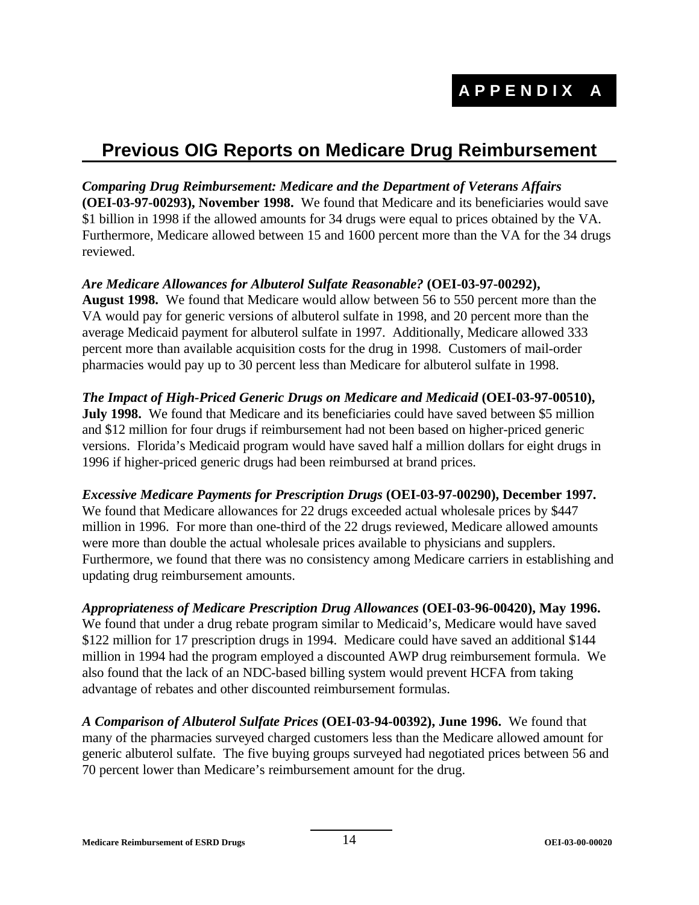# APPENDIX A

## Previous OIG Reports on Medicare Drug Reimbursement

***Comparing Drug Reimbursement: Medicare and the Department of Veterans Affairs* (OEI-03-97-00293), November 1998.** We found that Medicare and its beneficiaries would save $1 billion in 1998 if the allowed amounts for 34 drugs were equal to prices obtained by the VA. Furthermore, Medicare allowed between 15 and 1600 percent more than the VA for the 34 drugs reviewed.

***Are Medicare Allowances for Albuterol Sulfate Reasonable?* (OEI-03-97-00292), August 1998.** We found that Medicare would allow between 56 to 550 percent more than the VA would pay for generic versions of albuterol sulfate in 1998, and 20 percent more than the average Medicaid payment for albuterol sulfate in 1997. Additionally, Medicare allowed 333 percent more than available acquisition costs for the drug in 1998. Customers of mail-order pharmacies would pay up to 30 percent less than Medicare for albuterol sulfate in 1998.

***The Impact of High-Priced Generic Drugs on Medicare and Medicaid* (OEI-03-97-00510), July 1998.** We found that Medicare and its beneficiaries could have saved between $5 million and $12 million for four drugs if reimbursement had not been based on higher-priced generic versions. Florida's Medicaid program would have saved half a million dollars for eight drugs in 1996 if higher-priced generic drugs had been reimbursed at brand prices.

***Excessive Medicare Payments for Prescription Drugs* (OEI-03-97-00290), December 1997.** We found that Medicare allowances for 22 drugs exceeded actual wholesale prices by $447 million in 1996. For more than one-third of the 22 drugs reviewed, Medicare allowed amounts were more than double the actual wholesale prices available to physicians and suppliers. Furthermore, we found that there was no consistency among Medicare carriers in establishing and updating drug reimbursement amounts.

***Appropriateness of Medicare Prescription Drug Allowances* (OEI-03-96-00420), May 1996.** We found that under a drug rebate program similar to Medicaid's, Medicare would have saved $122 million for 17 prescription drugs in 1994. Medicare could have saved an additional $144 million in 1994 had the program employed a discounted AWP drug reimbursement formula. We also found that the lack of an NDC-based billing system would prevent HCFA from taking advantage of rebates and other discounted reimbursement formulas.

***A Comparison of Albuterol Sulfate Prices* (OEI-03-94-00392), June 1996.** We found that many of the pharmacies surveyed charged customers less than the Medicare allowed amount for generic albuterol sulfate. The five buying groups surveyed had negotiated prices between 56 and 70 percent lower than Medicare's reimbursement amount for the drug.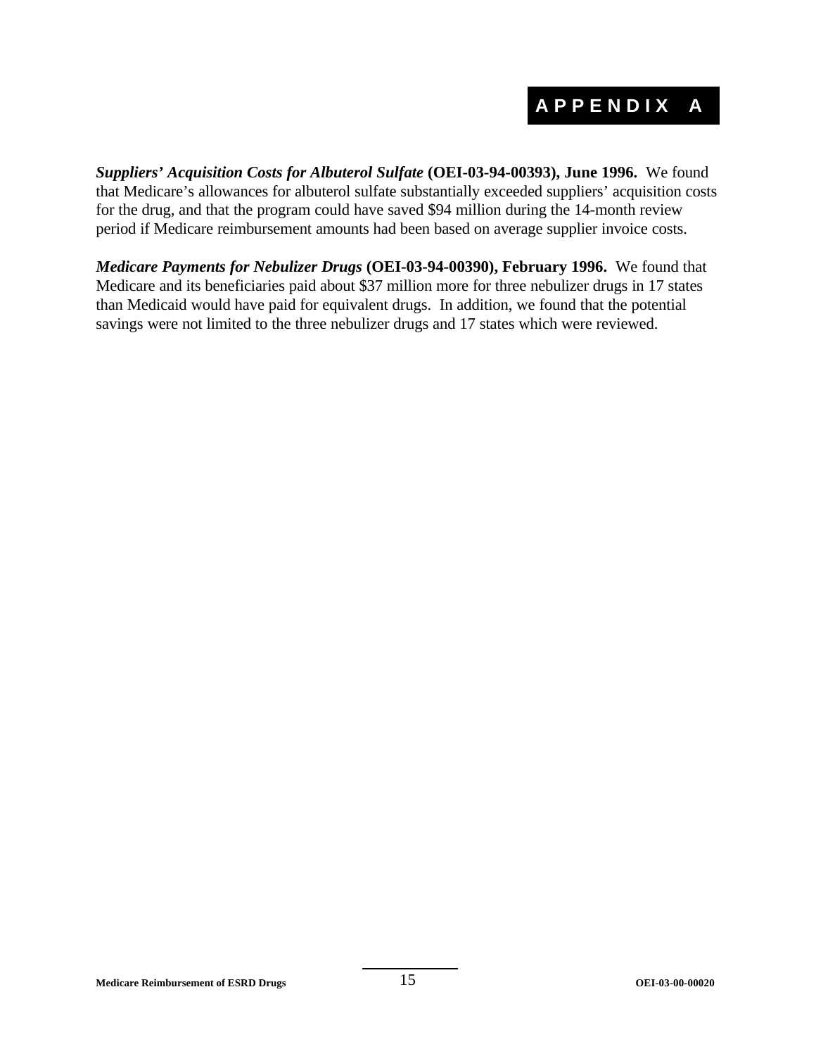# APPENDIX A

***Suppliers' Acquisition Costs for Albuterol Sulfate*** **(OEI-03-94-00393), June 1996.** We found that Medicare's allowances for albuterol sulfate substantially exceeded suppliers' acquisition costs for the drug, and that the program could have saved $94 million during the 14-month review period if Medicare reimbursement amounts had been based on average supplier invoice costs.

***Medicare Payments for Nebulizer Drugs*** **(OEI-03-94-00390), February 1996.** We found that Medicare and its beneficiaries paid about $37 million more for three nebulizer drugs in 17 states than Medicaid would have paid for equivalent drugs. In addition, we found that the potential savings were not limited to the three nebulizer drugs and 17 states which were reviewed.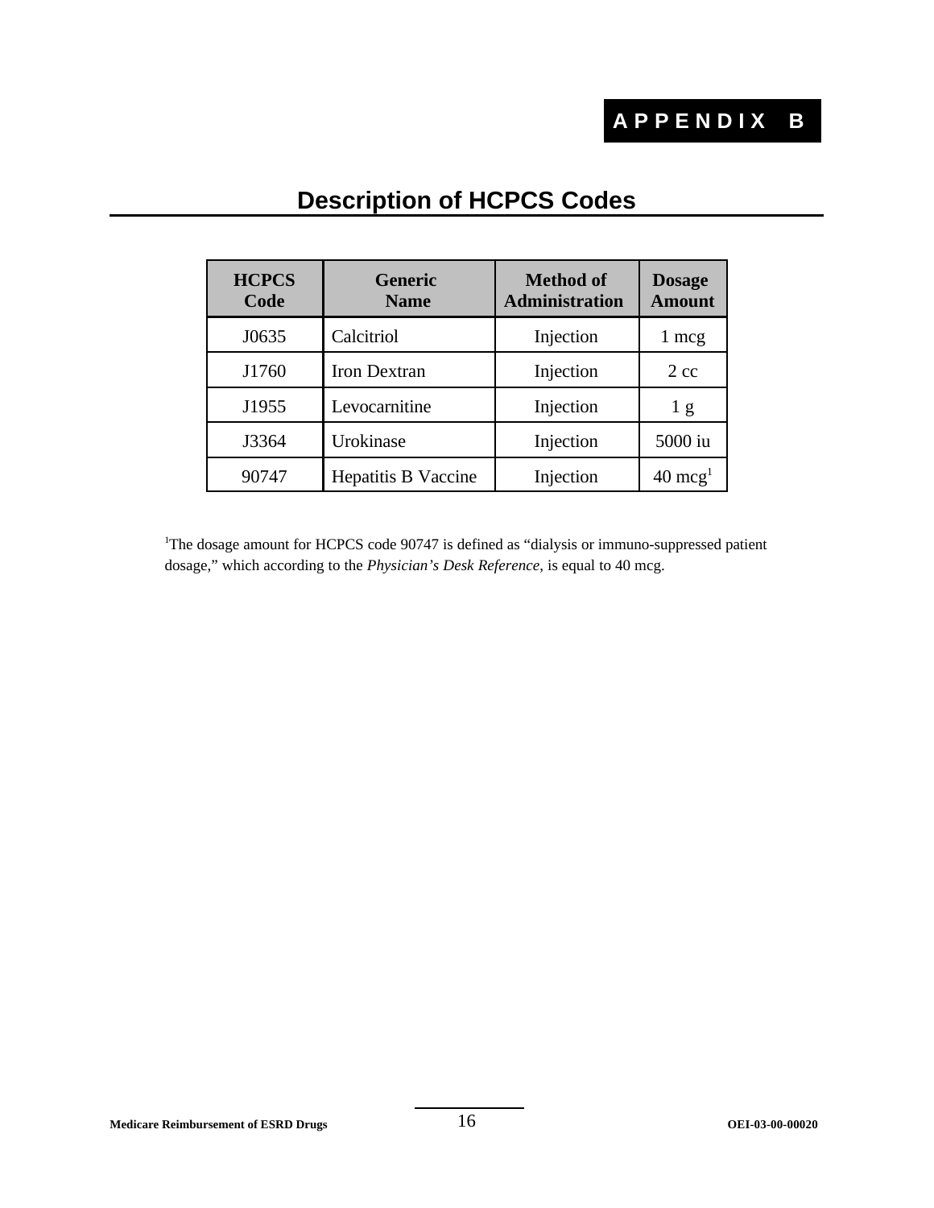# APPENDIX B

## Description of HCPCS Codes

| HCPCS Code | Generic Name | Method of Administration | Dosage Amount |
|---|---|---|---|
| J0635 | Calcitriol | Injection | 1 mcg |
| J1760 | Iron Dextran | Injection | 2 cc |
| J1955 | Levocarnitine | Injection | 1 g |
| J3364 | Urokinase | Injection | 5000 iu |
| 90747 | Hepatitis B Vaccine | Injection | 40 mcg[1] |

[1]The dosage amount for HCPCS code 90747 is defined as "dialysis or immuno-suppressed patient dosage," which according to the *Physician's Desk Reference*, is equal to 40 mcg.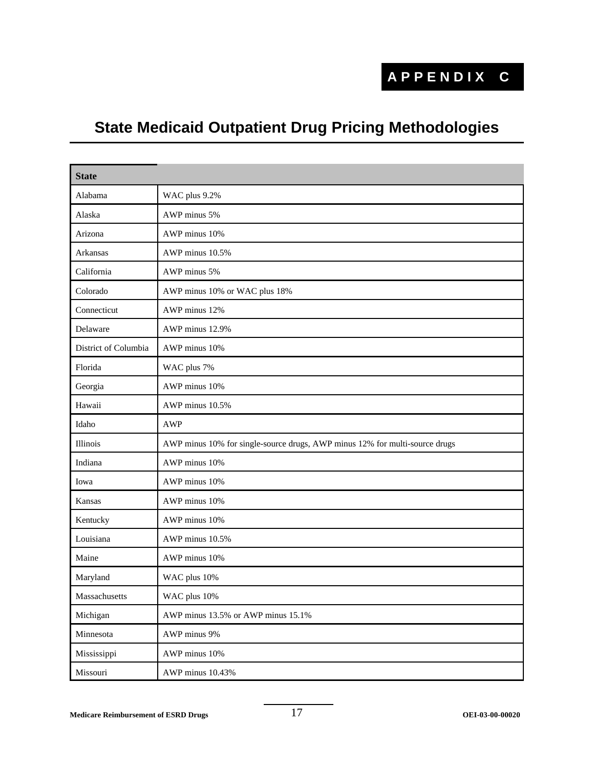# APPENDIX C

## State Medicaid Outpatient Drug Pricing Methodologies

| State | |
|---|---|
| Alabama | WAC plus 9.2% |
| Alaska | AWP minus 5% |
| Arizona | AWP minus 10% |
| Arkansas | AWP minus 10.5% |
| California | AWP minus 5% |
| Colorado | AWP minus 10% or WAC plus 18% |
| Connecticut | AWP minus 12% |
| Delaware | AWP minus 12.9% |
| District of Columbia | AWP minus 10% |
| Florida | WAC plus 7% |
| Georgia | AWP minus 10% |
| Hawaii | AWP minus 10.5% |
| Idaho | AWP |
| Illinois | AWP minus 10% for single-source drugs, AWP minus 12% for multi-source drugs |
| Indiana | AWP minus 10% |
| Iowa | AWP minus 10% |
| Kansas | AWP minus 10% |
| Kentucky | AWP minus 10% |
| Louisiana | AWP minus 10.5% |
| Maine | AWP minus 10% |
| Maryland | WAC plus 10% |
| Massachusetts | WAC plus 10% |
| Michigan | AWP minus 13.5% or AWP minus 15.1% |
| Minnesota | AWP minus 9% |
| Mississippi | AWP minus 10% |
| Missouri | AWP minus 10.43% |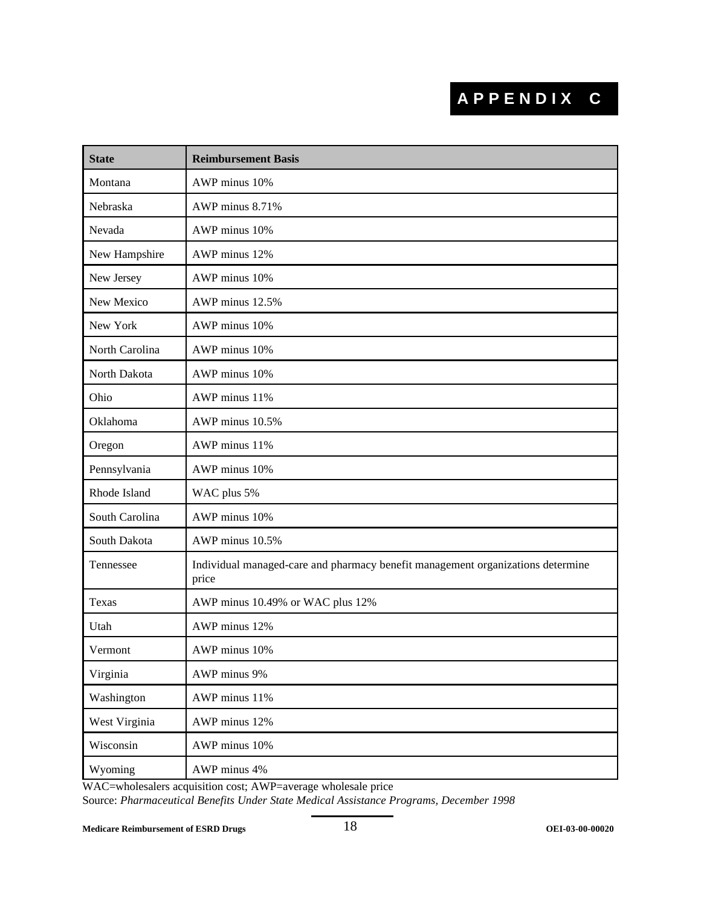# APPENDIX C

| State | Reimbursement Basis |
| --- | --- |
| Montana | AWP minus 10% |
| Nebraska | AWP minus 8.71% |
| Nevada | AWP minus 10% |
| New Hampshire | AWP minus 12% |
| New Jersey | AWP minus 10% |
| New Mexico | AWP minus 12.5% |
| New York | AWP minus 10% |
| North Carolina | AWP minus 10% |
| North Dakota | AWP minus 10% |
| Ohio | AWP minus 11% |
| Oklahoma | AWP minus 10.5% |
| Oregon | AWP minus 11% |
| Pennsylvania | AWP minus 10% |
| Rhode Island | WAC plus 5% |
| South Carolina | AWP minus 10% |
| South Dakota | AWP minus 10.5% |
| Tennessee | Individual managed-care and pharmacy benefit management organizations determine price |
| Texas | AWP minus 10.49% or WAC plus 12% |
| Utah | AWP minus 12% |
| Vermont | AWP minus 10% |
| Virginia | AWP minus 9% |
| Washington | AWP minus 11% |
| West Virginia | AWP minus 12% |
| Wisconsin | AWP minus 10% |
| Wyoming | AWP minus 4% |

WAC=wholesalers acquisition cost; AWP=average wholesale price

Source: *Pharmaceutical Benefits Under State Medical Assistance Programs, December 1998*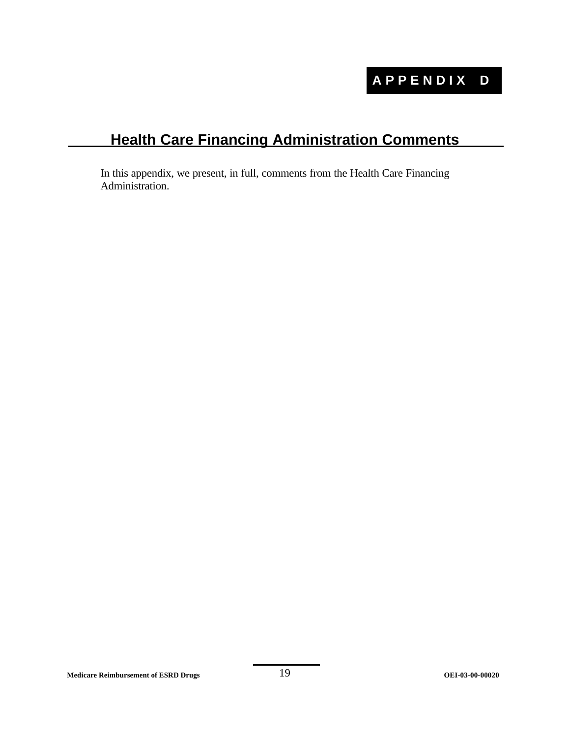# APPENDIX D

## Health Care Financing Administration Comments

In this appendix, we present, in full, comments from the Health Care Financing Administration.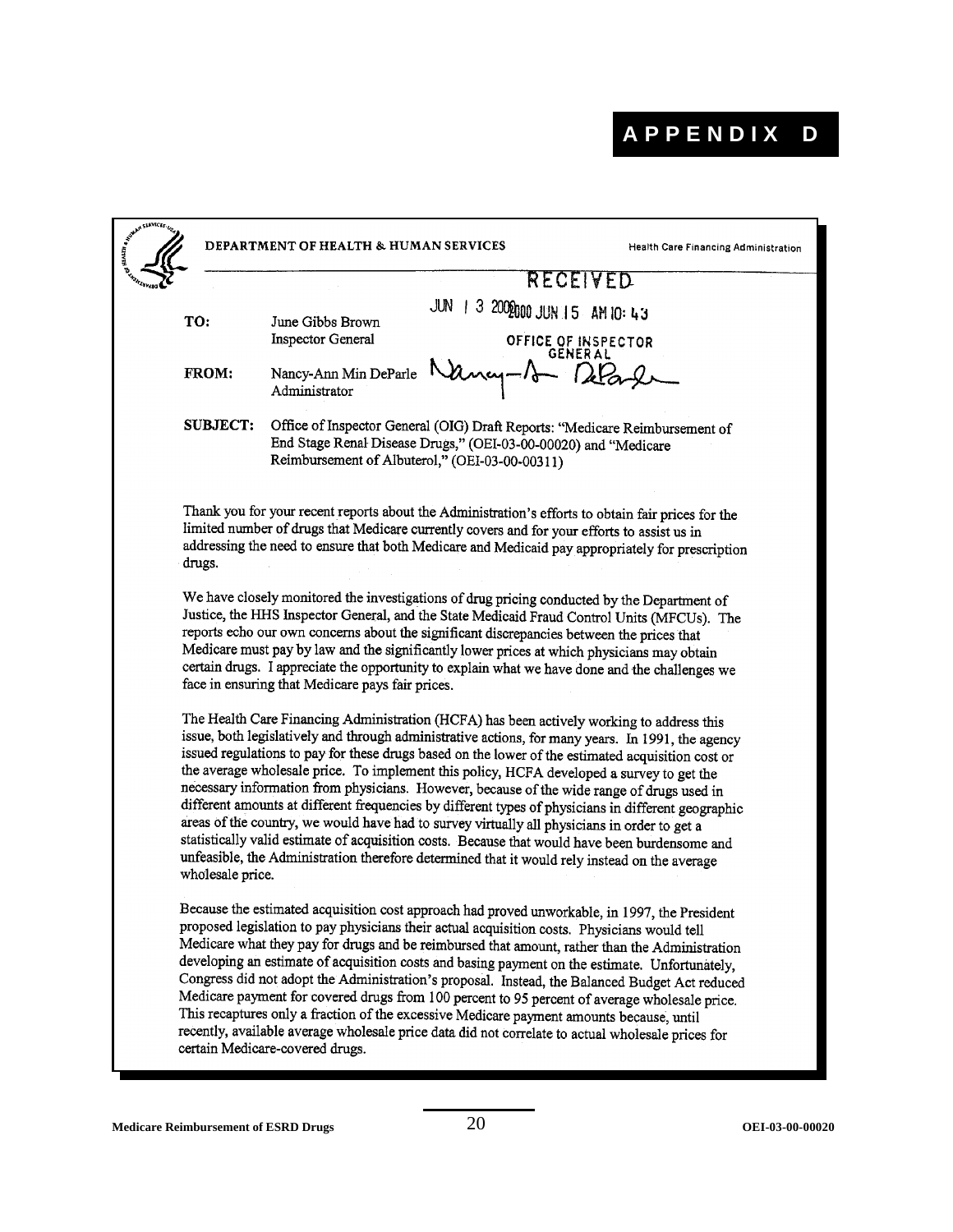# APPENDIX D

DEPARTMENT OF HEALTH & HUMAN SERVICES — Health Care Financing Administration

RECEIVED

JUN 13 2000 2000 JUN 15 AM 10: 43

OFFICE OF INSPECTOR GENERAL

**TO:** June Gibbs Brown
Inspector General

**FROM:** Nancy-Ann Min DeParle
Administrator

**SUBJECT:** Office of Inspector General (OIG) Draft Reports: "Medicare Reimbursement of End Stage Renal Disease Drugs," (OEI-03-00-00020) and "Medicare Reimbursement of Albuterol," (OEI-03-00-00311)

Thank you for your recent reports about the Administration's efforts to obtain fair prices for the limited number of drugs that Medicare currently covers and for your efforts to assist us in addressing the need to ensure that both Medicare and Medicaid pay appropriately for prescription drugs.

We have closely monitored the investigations of drug pricing conducted by the Department of Justice, the HHS Inspector General, and the State Medicaid Fraud Control Units (MFCUs). The reports echo our own concerns about the significant discrepancies between the prices that Medicare must pay by law and the significantly lower prices at which physicians may obtain certain drugs. I appreciate the opportunity to explain what we have done and the challenges we face in ensuring that Medicare pays fair prices.

The Health Care Financing Administration (HCFA) has been actively working to address this issue, both legislatively and through administrative actions, for many years. In 1991, the agency issued regulations to pay for these drugs based on the lower of the estimated acquisition cost or the average wholesale price. To implement this policy, HCFA developed a survey to get the necessary information from physicians. However, because of the wide range of drugs used in different amounts at different frequencies by different types of physicians in different geographic areas of the country, we would have had to survey virtually all physicians in order to get a statistically valid estimate of acquisition costs. Because that would have been burdensome and unfeasible, the Administration therefore determined that it would rely instead on the average wholesale price.

Because the estimated acquisition cost approach had proved unworkable, in 1997, the President proposed legislation to pay physicians their actual acquisition costs. Physicians would tell Medicare what they pay for drugs and be reimbursed that amount, rather than the Administration developing an estimate of acquisition costs and basing payment on the estimate. Unfortunately, Congress did not adopt the Administration's proposal. Instead, the Balanced Budget Act reduced Medicare payment for covered drugs from 100 percent to 95 percent of average wholesale price. This recaptures only a fraction of the excessive Medicare payment amounts because, until recently, available average wholesale price data did not correlate to actual wholesale prices for certain Medicare-covered drugs.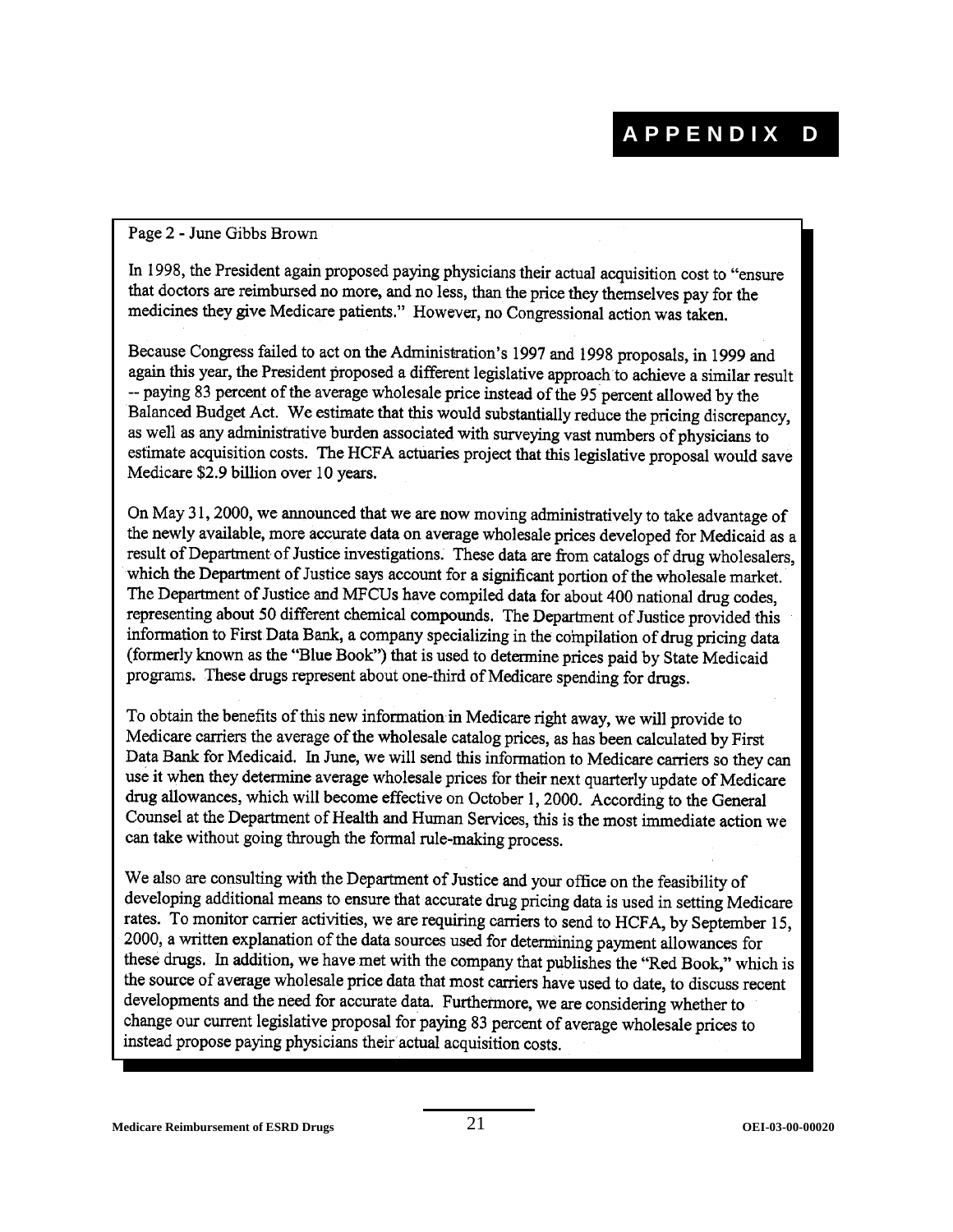# APPENDIX D

Page 2 - June Gibbs Brown

In 1998, the President again proposed paying physicians their actual acquisition cost to "ensure that doctors are reimbursed no more, and no less, than the price they themselves pay for the medicines they give Medicare patients." However, no Congressional action was taken.

Because Congress failed to act on the Administration's 1997 and 1998 proposals, in 1999 and again this year, the President proposed a different legislative approach to achieve a similar result -- paying 83 percent of the average wholesale price instead of the 95 percent allowed by the Balanced Budget Act. We estimate that this would substantially reduce the pricing discrepancy, as well as any administrative burden associated with surveying vast numbers of physicians to estimate acquisition costs. The HCFA actuaries project that this legislative proposal would save Medicare $2.9 billion over 10 years.

On May 31, 2000, we announced that we are now moving administratively to take advantage of the newly available, more accurate data on average wholesale prices developed for Medicaid as a result of Department of Justice investigations. These data are from catalogs of drug wholesalers, which the Department of Justice says account for a significant portion of the wholesale market. The Department of Justice and MFCUs have compiled data for about 400 national drug codes, representing about 50 different chemical compounds. The Department of Justice provided this information to First Data Bank, a company specializing in the compilation of drug pricing data (formerly known as the "Blue Book") that is used to determine prices paid by State Medicaid programs. These drugs represent about one-third of Medicare spending for drugs.

To obtain the benefits of this new information in Medicare right away, we will provide to Medicare carriers the average of the wholesale catalog prices, as has been calculated by First Data Bank for Medicaid. In June, we will send this information to Medicare carriers so they can use it when they determine average wholesale prices for their next quarterly update of Medicare drug allowances, which will become effective on October 1, 2000. According to the General Counsel at the Department of Health and Human Services, this is the most immediate action we can take without going through the formal rule-making process.

We also are consulting with the Department of Justice and your office on the feasibility of developing additional means to ensure that accurate drug pricing data is used in setting Medicare rates. To monitor carrier activities, we are requiring carriers to send to HCFA, by September 15, 2000, a written explanation of the data sources used for determining payment allowances for these drugs. In addition, we have met with the company that publishes the "Red Book," which is the source of average wholesale price data that most carriers have used to date, to discuss recent developments and the need for accurate data. Furthermore, we are considering whether to change our current legislative proposal for paying 83 percent of average wholesale prices to instead propose paying physicians their actual acquisition costs.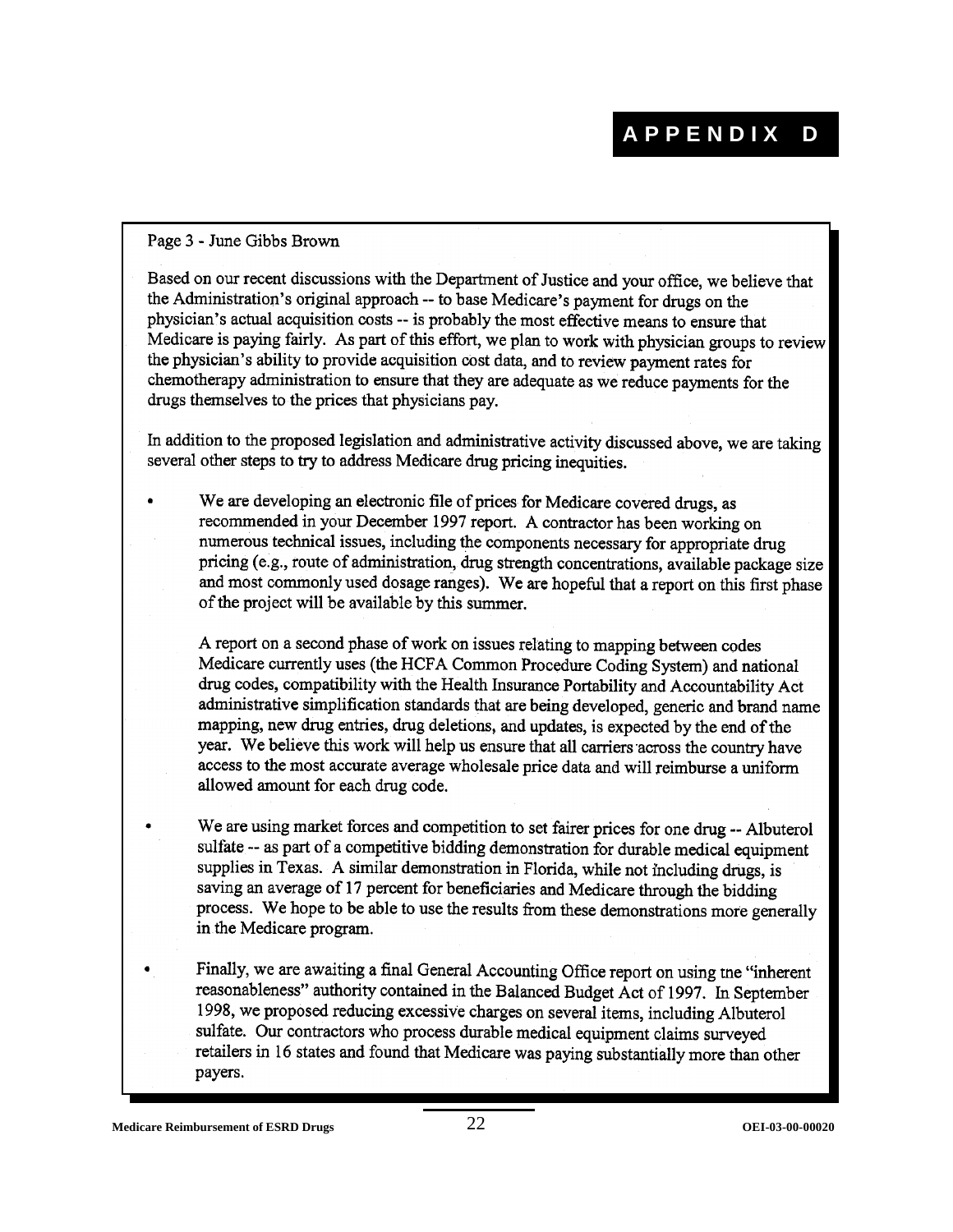# APPENDIX D

Page 3 - June Gibbs Brown

Based on our recent discussions with the Department of Justice and your office, we believe that the Administration's original approach -- to base Medicare's payment for drugs on the physician's actual acquisition costs -- is probably the most effective means to ensure that Medicare is paying fairly. As part of this effort, we plan to work with physician groups to review the physician's ability to provide acquisition cost data, and to review payment rates for chemotherapy administration to ensure that they are adequate as we reduce payments for the drugs themselves to the prices that physicians pay.

In addition to the proposed legislation and administrative activity discussed above, we are taking several other steps to try to address Medicare drug pricing inequities.

- We are developing an electronic file of prices for Medicare covered drugs, as recommended in your December 1997 report. A contractor has been working on numerous technical issues, including the components necessary for appropriate drug pricing (e.g., route of administration, drug strength concentrations, available package size and most commonly used dosage ranges). We are hopeful that a report on this first phase of the project will be available by this summer.

  A report on a second phase of work on issues relating to mapping between codes Medicare currently uses (the HCFA Common Procedure Coding System) and national drug codes, compatibility with the Health Insurance Portability and Accountability Act administrative simplification standards that are being developed, generic and brand name mapping, new drug entries, drug deletions, and updates, is expected by the end of the year. We believe this work will help us ensure that all carriers across the country have access to the most accurate average wholesale price data and will reimburse a uniform allowed amount for each drug code.

- We are using market forces and competition to set fairer prices for one drug -- Albuterol sulfate -- as part of a competitive bidding demonstration for durable medical equipment supplies in Texas. A similar demonstration in Florida, while not including drugs, is saving an average of 17 percent for beneficiaries and Medicare through the bidding process. We hope to be able to use the results from these demonstrations more generally in the Medicare program.

- Finally, we are awaiting a final General Accounting Office report on using tne "inherent reasonableness" authority contained in the Balanced Budget Act of 1997. In September 1998, we proposed reducing excessive charges on several items, including Albuterol sulfate. Our contractors who process durable medical equipment claims surveyed retailers in 16 states and found that Medicare was paying substantially more than other payers.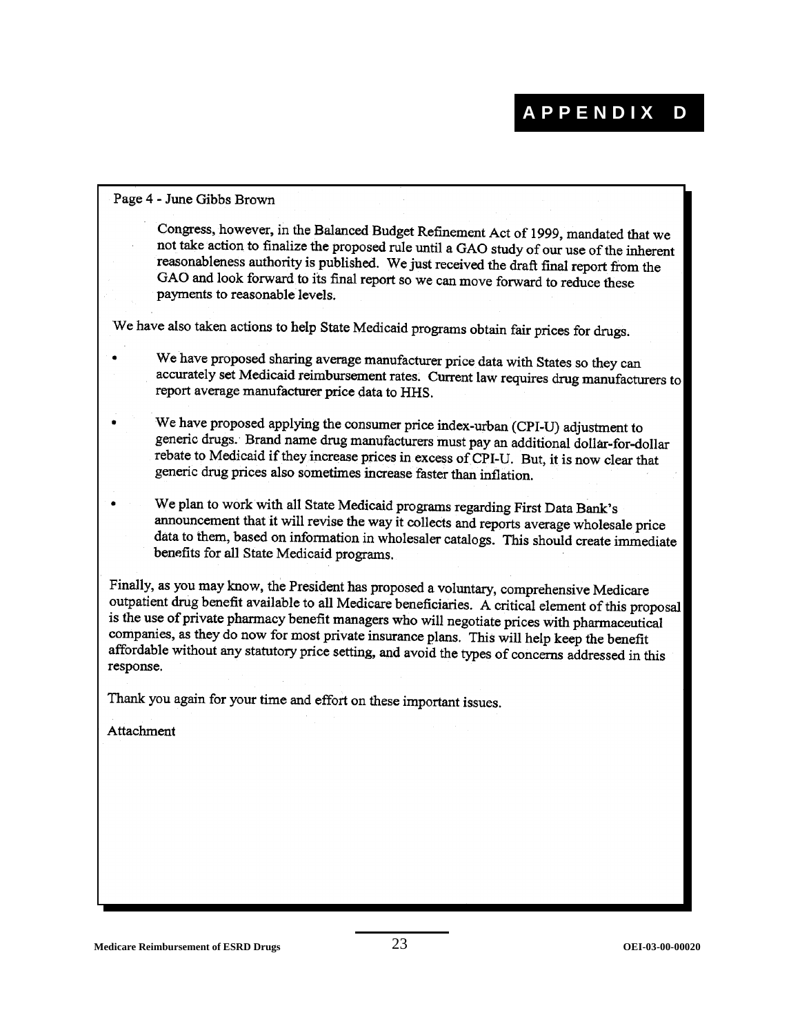# APPENDIX D

Page 4 - June Gibbs Brown

Congress, however, in the Balanced Budget Refinement Act of 1999, mandated that we not take action to finalize the proposed rule until a GAO study of our use of the inherent reasonableness authority is published. We just received the draft final report from the GAO and look forward to its final report so we can move forward to reduce these payments to reasonable levels.

We have also taken actions to help State Medicaid programs obtain fair prices for drugs.

- We have proposed sharing average manufacturer price data with States so they can accurately set Medicaid reimbursement rates. Current law requires drug manufacturers to report average manufacturer price data to HHS.
- We have proposed applying the consumer price index-urban (CPI-U) adjustment to generic drugs. Brand name drug manufacturers must pay an additional dollar-for-dollar rebate to Medicaid if they increase prices in excess of CPI-U. But, it is now clear that generic drug prices also sometimes increase faster than inflation.
- We plan to work with all State Medicaid programs regarding First Data Bank's announcement that it will revise the way it collects and reports average wholesale price data to them, based on information in wholesaler catalogs. This should create immediate benefits for all State Medicaid programs.

Finally, as you may know, the President has proposed a voluntary, comprehensive Medicare outpatient drug benefit available to all Medicare beneficiaries. A critical element of this proposal is the use of private pharmacy benefit managers who will negotiate prices with pharmaceutical companies, as they do now for most private insurance plans. This will help keep the benefit affordable without any statutory price setting, and avoid the types of concerns addressed in this response.

Thank you again for your time and effort on these important issues.

Attachment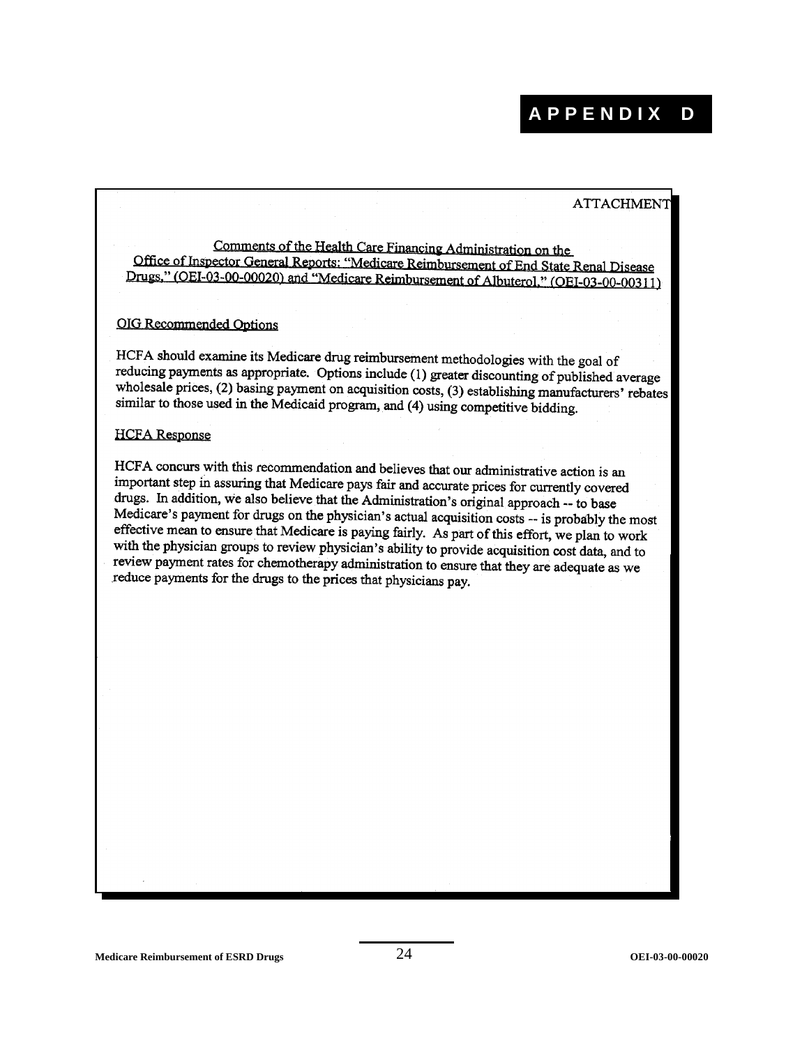# APPENDIX D

ATTACHMENT

Comments of the Health Care Financing Administration on the Office of Inspector General Reports: "Medicare Reimbursement of End State Renal Disease Drugs," (OEI-03-00-00020) and "Medicare Reimbursement of Albuterol," (OEI-03-00-00311)

OIG Recommended Options

HCFA should examine its Medicare drug reimbursement methodologies with the goal of reducing payments as appropriate. Options include (1) greater discounting of published average wholesale prices, (2) basing payment on acquisition costs, (3) establishing manufacturers' rebates similar to those used in the Medicaid program, and (4) using competitive bidding.

HCFA Response

HCFA concurs with this recommendation and believes that our administrative action is an important step in assuring that Medicare pays fair and accurate prices for currently covered drugs. In addition, we also believe that the Administration's original approach -- to base Medicare's payment for drugs on the physician's actual acquisition costs -- is probably the most effective mean to ensure that Medicare is paying fairly. As part of this effort, we plan to work with the physician groups to review physician's ability to provide acquisition cost data, and to review payment rates for chemotherapy administration to ensure that they are adequate as we reduce payments for the drugs to the prices that physicians pay.